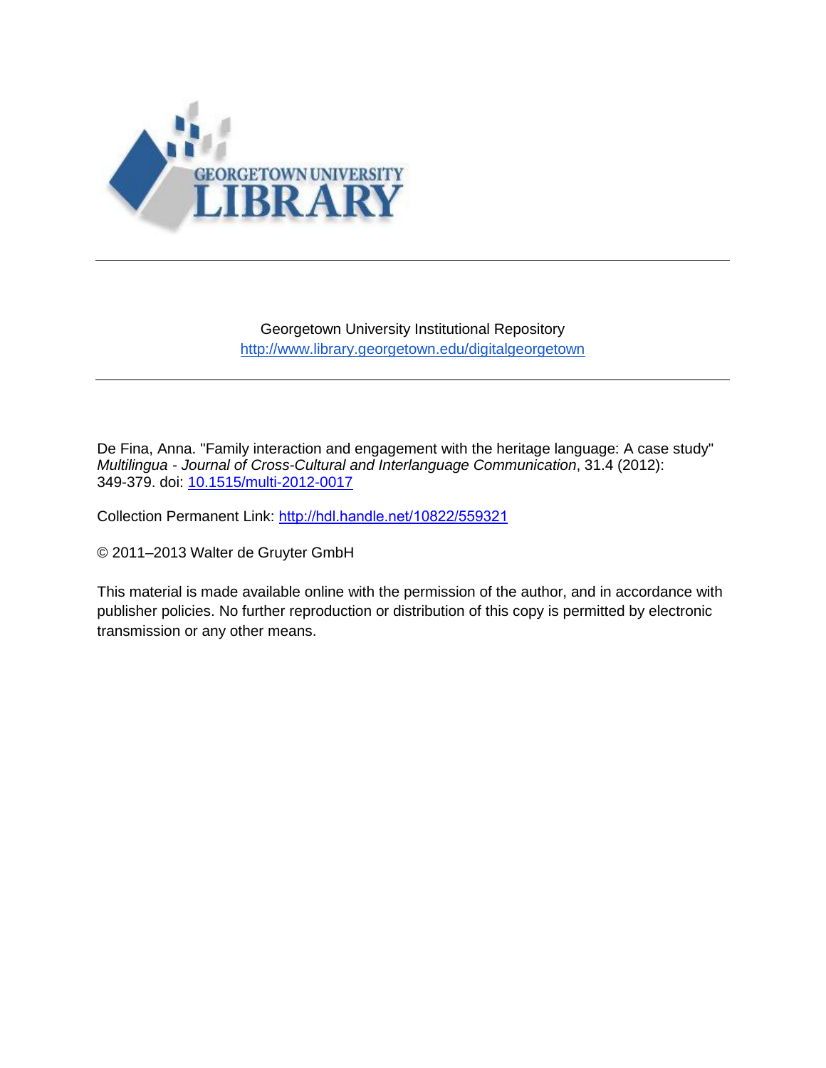GEORGETOWN UNIVERSITY LIBRARY

---

Georgetown University Institutional Repository
http://www.library.georgetown.edu/digitalgeorgetown

---

De Fina, Anna. "Family interaction and engagement with the heritage language: A case study" *Multilingua - Journal of Cross-Cultural and Interlanguage Communication*, 31.4 (2012): 349-379. doi: [10.1515/multi-2012-0017](https://doi.org/10.1515/multi-2012-0017)

Collection Permanent Link: http://hdl.handle.net/10822/559321

© 2011–2013 Walter de Gruyter GmbH

This material is made available online with the permission of the author, and in accordance with publisher policies. No further reproduction or distribution of this copy is permitted by electronic transmission or any other means.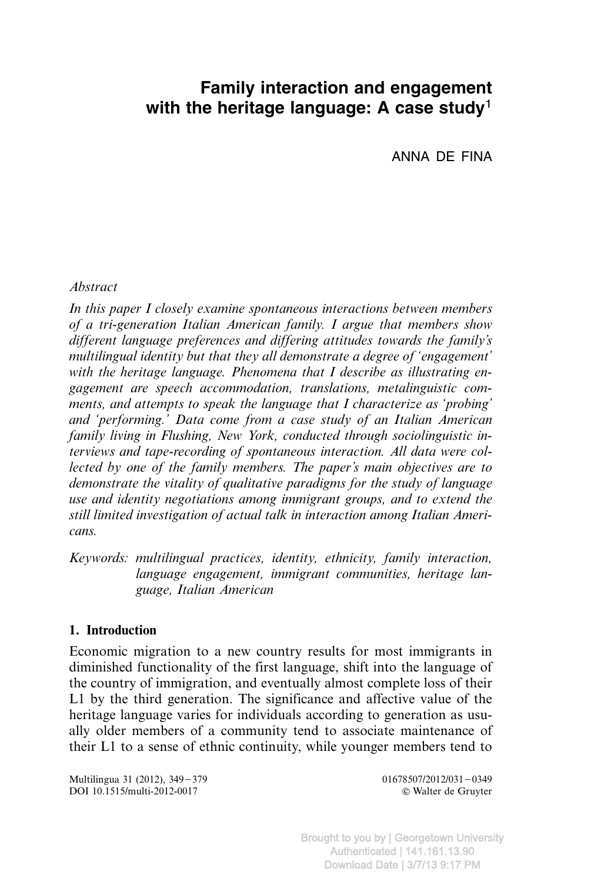# Family interaction and engagement with the heritage language: A case study[1]

ANNA DE FINA

*Abstract*

*In this paper I closely examine spontaneous interactions between members of a tri-generation Italian American family. I argue that members show different language preferences and differing attitudes towards the family's multilingual identity but that they all demonstrate a degree of 'engagement' with the heritage language. Phenomena that I describe as illustrating engagement are speech accommodation, translations, metalinguistic comments, and attempts to speak the language that I characterize as 'probing' and 'performing.' Data come from a case study of an Italian American family living in Flushing, New York, conducted through sociolinguistic interviews and tape-recording of spontaneous interaction. All data were collected by one of the family members. The paper's main objectives are to demonstrate the vitality of qualitative paradigms for the study of language use and identity negotiations among immigrant groups, and to extend the still limited investigation of actual talk in interaction among Italian Americans.*

*Keywords: multilingual practices, identity, ethnicity, family interaction, language engagement, immigrant communities, heritage language, Italian American*

## 1. Introduction

Economic migration to a new country results for most immigrants in diminished functionality of the first language, shift into the language of the country of immigration, and eventually almost complete loss of their L1 by the third generation. The significance and affective value of the heritage language varies for individuals according to generation as usually older members of a community tend to associate maintenance of their L1 to a sense of ethnic continuity, while younger members tend to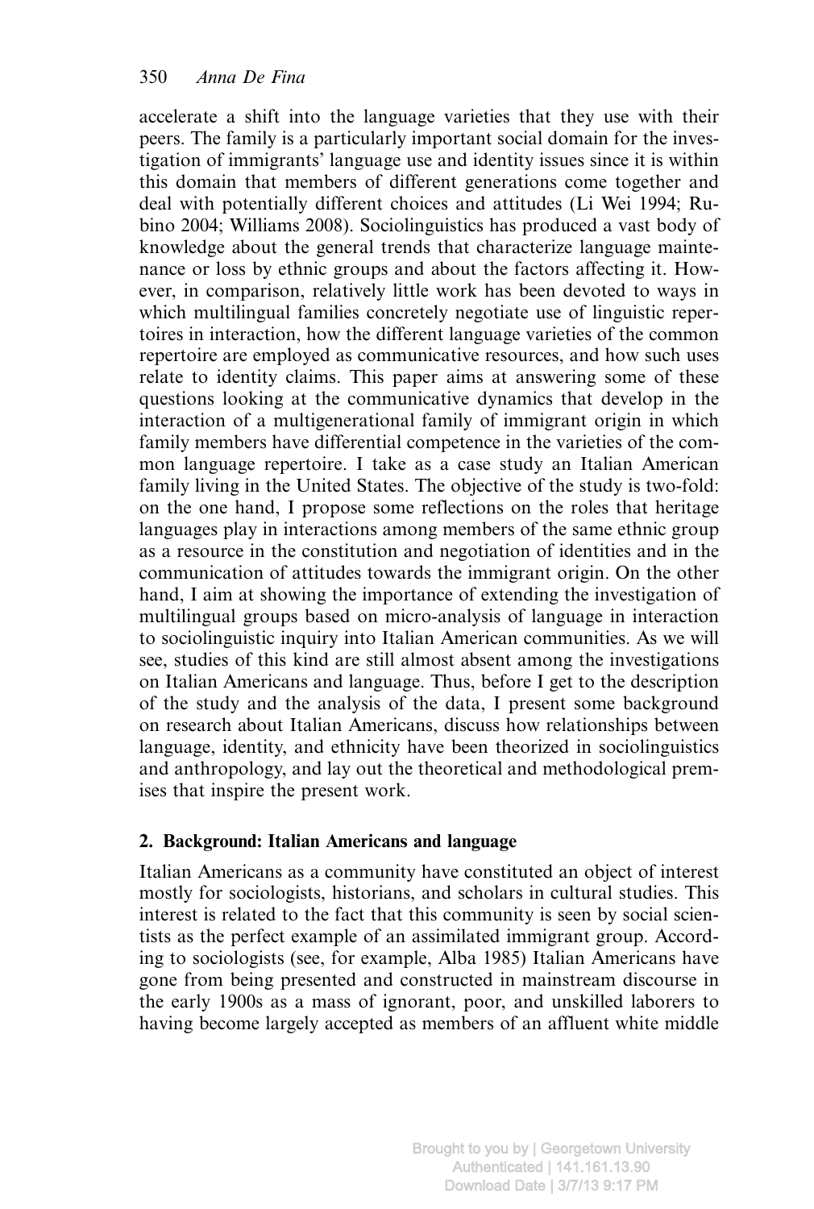accelerate a shift into the language varieties that they use with their peers. The family is a particularly important social domain for the investigation of immigrants' language use and identity issues since it is within this domain that members of different generations come together and deal with potentially different choices and attitudes (Li Wei 1994; Rubino 2004; Williams 2008). Sociolinguistics has produced a vast body of knowledge about the general trends that characterize language maintenance or loss by ethnic groups and about the factors affecting it. However, in comparison, relatively little work has been devoted to ways in which multilingual families concretely negotiate use of linguistic repertoires in interaction, how the different language varieties of the common repertoire are employed as communicative resources, and how such uses relate to identity claims. This paper aims at answering some of these questions looking at the communicative dynamics that develop in the interaction of a multigenerational family of immigrant origin in which family members have differential competence in the varieties of the common language repertoire. I take as a case study an Italian American family living in the United States. The objective of the study is two-fold: on the one hand, I propose some reflections on the roles that heritage languages play in interactions among members of the same ethnic group as a resource in the constitution and negotiation of identities and in the communication of attitudes towards the immigrant origin. On the other hand, I aim at showing the importance of extending the investigation of multilingual groups based on micro-analysis of language in interaction to sociolinguistic inquiry into Italian American communities. As we will see, studies of this kind are still almost absent among the investigations on Italian Americans and language. Thus, before I get to the description of the study and the analysis of the data, I present some background on research about Italian Americans, discuss how relationships between language, identity, and ethnicity have been theorized in sociolinguistics and anthropology, and lay out the theoretical and methodological premises that inspire the present work.

## 2. Background: Italian Americans and language

Italian Americans as a community have constituted an object of interest mostly for sociologists, historians, and scholars in cultural studies. This interest is related to the fact that this community is seen by social scientists as the perfect example of an assimilated immigrant group. According to sociologists (see, for example, Alba 1985) Italian Americans have gone from being presented and constructed in mainstream discourse in the early 1900s as a mass of ignorant, poor, and unskilled laborers to having become largely accepted as members of an affluent white middle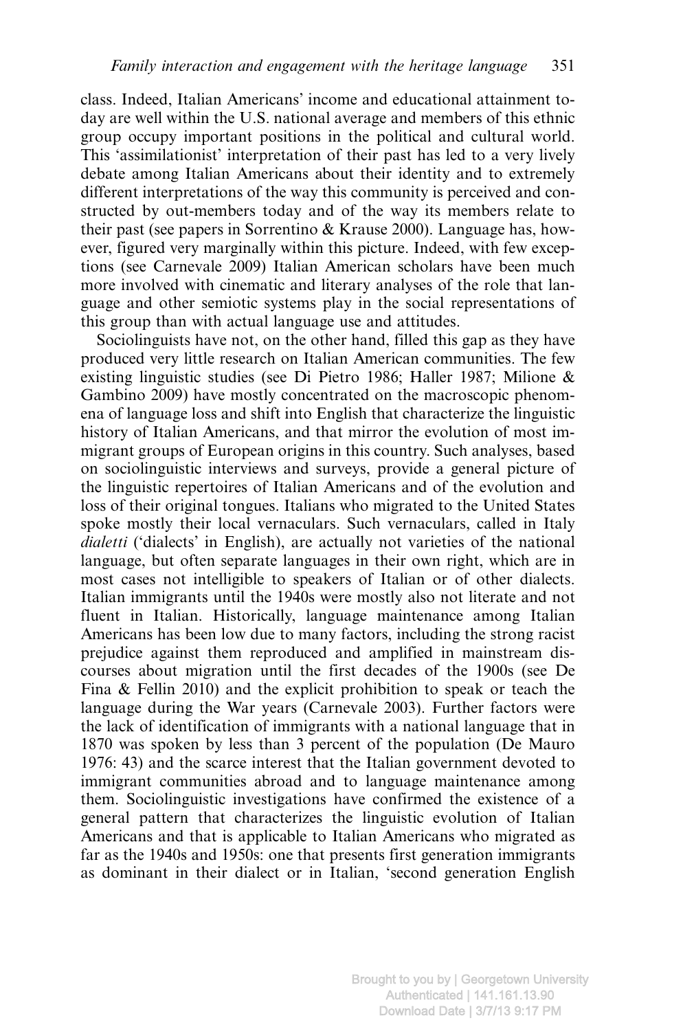class. Indeed, Italian Americans' income and educational attainment today are well within the U.S. national average and members of this ethnic group occupy important positions in the political and cultural world. This 'assimilationist' interpretation of their past has led to a very lively debate among Italian Americans about their identity and to extremely different interpretations of the way this community is perceived and constructed by out-members today and of the way its members relate to their past (see papers in Sorrentino & Krause 2000). Language has, however, figured very marginally within this picture. Indeed, with few exceptions (see Carnevale 2009) Italian American scholars have been much more involved with cinematic and literary analyses of the role that language and other semiotic systems play in the social representations of this group than with actual language use and attitudes.

Sociolinguists have not, on the other hand, filled this gap as they have produced very little research on Italian American communities. The few existing linguistic studies (see Di Pietro 1986; Haller 1987; Milione & Gambino 2009) have mostly concentrated on the macroscopic phenomena of language loss and shift into English that characterize the linguistic history of Italian Americans, and that mirror the evolution of most immigrant groups of European origins in this country. Such analyses, based on sociolinguistic interviews and surveys, provide a general picture of the linguistic repertoires of Italian Americans and of the evolution and loss of their original tongues. Italians who migrated to the United States spoke mostly their local vernaculars. Such vernaculars, called in Italy *dialetti* ('dialects' in English), are actually not varieties of the national language, but often separate languages in their own right, which are in most cases not intelligible to speakers of Italian or of other dialects. Italian immigrants until the 1940s were mostly also not literate and not fluent in Italian. Historically, language maintenance among Italian Americans has been low due to many factors, including the strong racist prejudice against them reproduced and amplified in mainstream discourses about migration until the first decades of the 1900s (see De Fina & Fellin 2010) and the explicit prohibition to speak or teach the language during the War years (Carnevale 2003). Further factors were the lack of identification of immigrants with a national language that in 1870 was spoken by less than 3 percent of the population (De Mauro 1976: 43) and the scarce interest that the Italian government devoted to immigrant communities abroad and to language maintenance among them. Sociolinguistic investigations have confirmed the existence of a general pattern that characterizes the linguistic evolution of Italian Americans and that is applicable to Italian Americans who migrated as far as the 1940s and 1950s: one that presents first generation immigrants as dominant in their dialect or in Italian, 'second generation English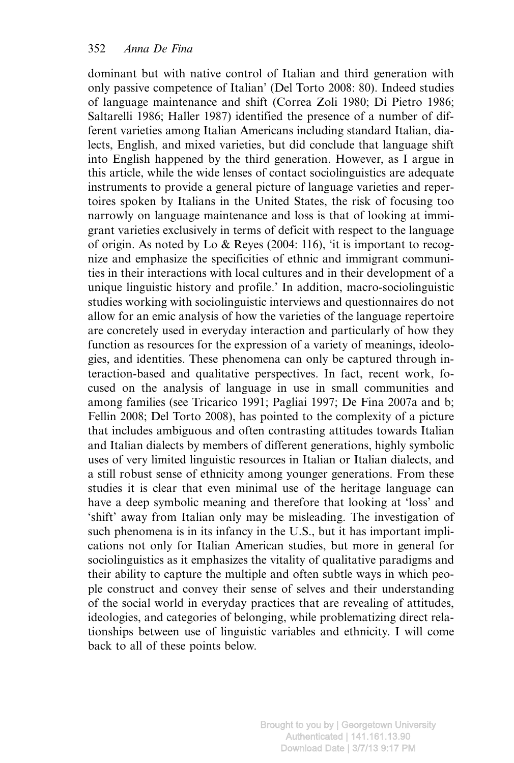dominant but with native control of Italian and third generation with only passive competence of Italian' (Del Torto 2008: 80). Indeed studies of language maintenance and shift (Correa Zoli 1980; Di Pietro 1986; Saltarelli 1986; Haller 1987) identified the presence of a number of different varieties among Italian Americans including standard Italian, dialects, English, and mixed varieties, but did conclude that language shift into English happened by the third generation. However, as I argue in this article, while the wide lenses of contact sociolinguistics are adequate instruments to provide a general picture of language varieties and repertoires spoken by Italians in the United States, the risk of focusing too narrowly on language maintenance and loss is that of looking at immigrant varieties exclusively in terms of deficit with respect to the language of origin. As noted by Lo & Reyes (2004: 116), 'it is important to recognize and emphasize the specificities of ethnic and immigrant communities in their interactions with local cultures and in their development of a unique linguistic history and profile.' In addition, macro-sociolinguistic studies working with sociolinguistic interviews and questionnaires do not allow for an emic analysis of how the varieties of the language repertoire are concretely used in everyday interaction and particularly of how they function as resources for the expression of a variety of meanings, ideologies, and identities. These phenomena can only be captured through interaction-based and qualitative perspectives. In fact, recent work, focused on the analysis of language in use in small communities and among families (see Tricarico 1991; Pagliai 1997; De Fina 2007a and b; Fellin 2008; Del Torto 2008), has pointed to the complexity of a picture that includes ambiguous and often contrasting attitudes towards Italian and Italian dialects by members of different generations, highly symbolic uses of very limited linguistic resources in Italian or Italian dialects, and a still robust sense of ethnicity among younger generations. From these studies it is clear that even minimal use of the heritage language can have a deep symbolic meaning and therefore that looking at 'loss' and 'shift' away from Italian only may be misleading. The investigation of such phenomena is in its infancy in the U.S., but it has important implications not only for Italian American studies, but more in general for sociolinguistics as it emphasizes the vitality of qualitative paradigms and their ability to capture the multiple and often subtle ways in which people construct and convey their sense of selves and their understanding of the social world in everyday practices that are revealing of attitudes, ideologies, and categories of belonging, while problematizing direct relationships between use of linguistic variables and ethnicity. I will come back to all of these points below.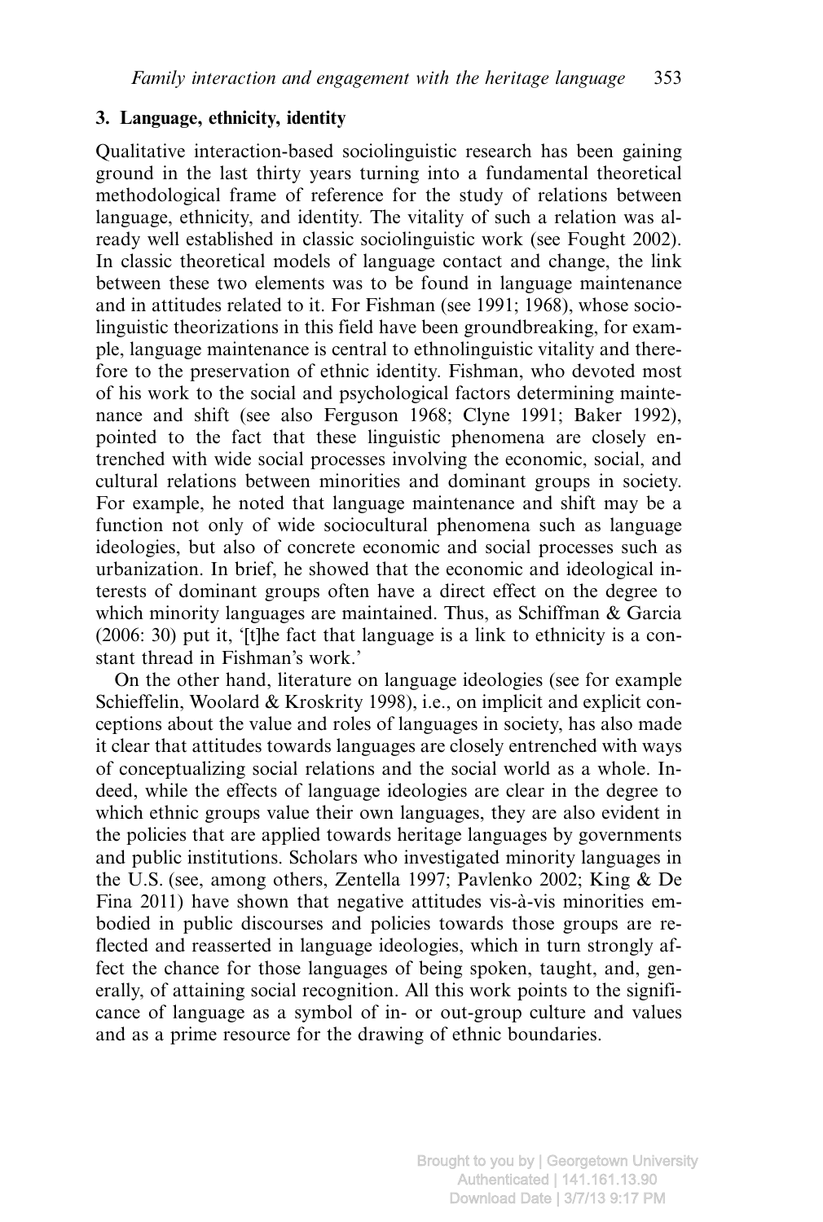## 3. Language, ethnicity, identity

Qualitative interaction-based sociolinguistic research has been gaining ground in the last thirty years turning into a fundamental theoretical methodological frame of reference for the study of relations between language, ethnicity, and identity. The vitality of such a relation was already well established in classic sociolinguistic work (see Fought 2002). In classic theoretical models of language contact and change, the link between these two elements was to be found in language maintenance and in attitudes related to it. For Fishman (see 1991; 1968), whose sociolinguistic theorizations in this field have been groundbreaking, for example, language maintenance is central to ethnolinguistic vitality and therefore to the preservation of ethnic identity. Fishman, who devoted most of his work to the social and psychological factors determining maintenance and shift (see also Ferguson 1968; Clyne 1991; Baker 1992), pointed to the fact that these linguistic phenomena are closely entrenched with wide social processes involving the economic, social, and cultural relations between minorities and dominant groups in society. For example, he noted that language maintenance and shift may be a function not only of wide sociocultural phenomena such as language ideologies, but also of concrete economic and social processes such as urbanization. In brief, he showed that the economic and ideological interests of dominant groups often have a direct effect on the degree to which minority languages are maintained. Thus, as Schiffman & Garcia (2006: 30) put it, '[t]he fact that language is a link to ethnicity is a constant thread in Fishman's work.'

On the other hand, literature on language ideologies (see for example Schieffelin, Woolard & Kroskrity 1998), i.e., on implicit and explicit conceptions about the value and roles of languages in society, has also made it clear that attitudes towards languages are closely entrenched with ways of conceptualizing social relations and the social world as a whole. Indeed, while the effects of language ideologies are clear in the degree to which ethnic groups value their own languages, they are also evident in the policies that are applied towards heritage languages by governments and public institutions. Scholars who investigated minority languages in the U.S. (see, among others, Zentella 1997; Pavlenko 2002; King & De Fina 2011) have shown that negative attitudes vis-à-vis minorities embodied in public discourses and policies towards those groups are reflected and reasserted in language ideologies, which in turn strongly affect the chance for those languages of being spoken, taught, and, generally, of attaining social recognition. All this work points to the significance of language as a symbol of in- or out-group culture and values and as a prime resource for the drawing of ethnic boundaries.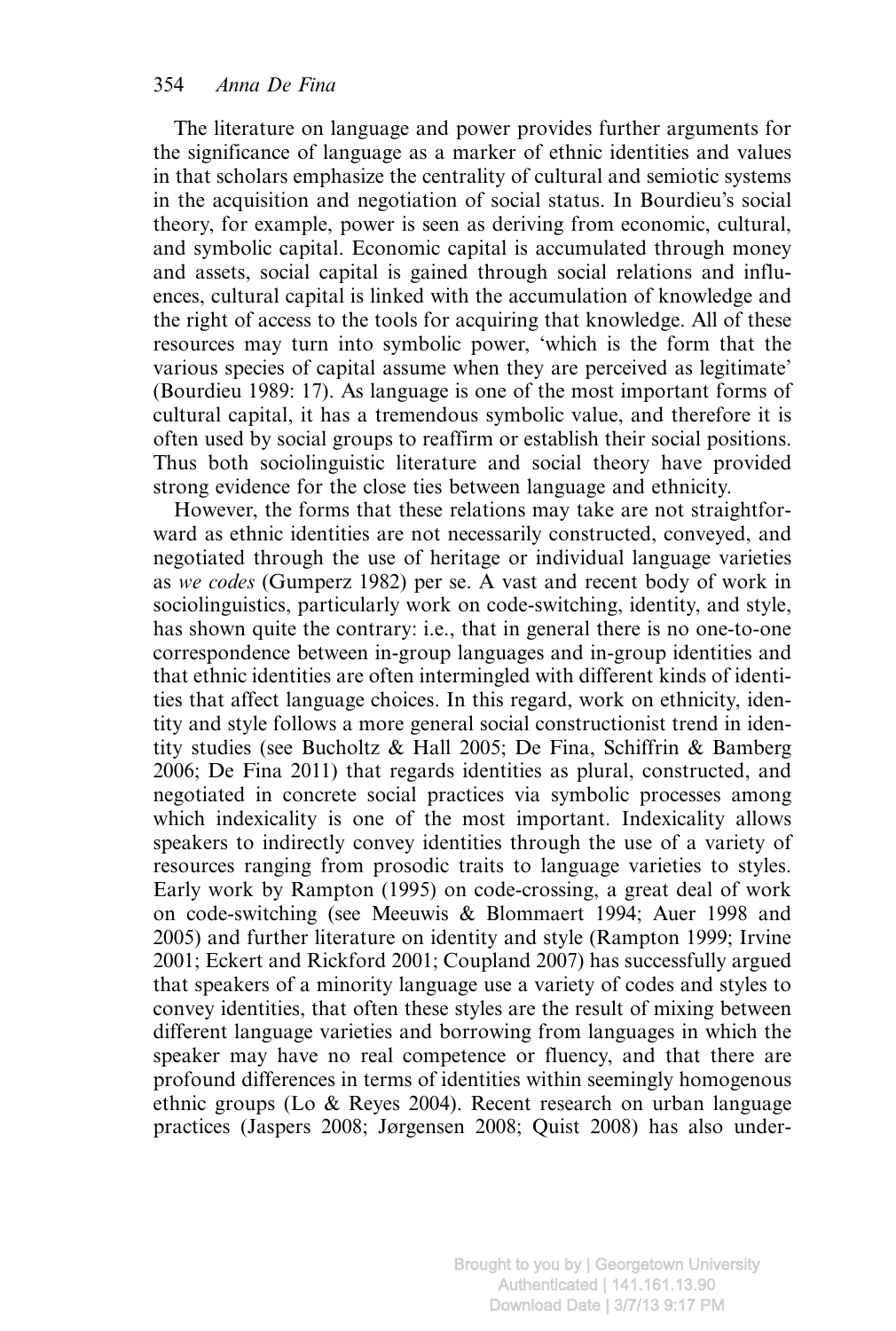The literature on language and power provides further arguments for the significance of language as a marker of ethnic identities and values in that scholars emphasize the centrality of cultural and semiotic systems in the acquisition and negotiation of social status. In Bourdieu's social theory, for example, power is seen as deriving from economic, cultural, and symbolic capital. Economic capital is accumulated through money and assets, social capital is gained through social relations and influences, cultural capital is linked with the accumulation of knowledge and the right of access to the tools for acquiring that knowledge. All of these resources may turn into symbolic power, 'which is the form that the various species of capital assume when they are perceived as legitimate' (Bourdieu 1989: 17). As language is one of the most important forms of cultural capital, it has a tremendous symbolic value, and therefore it is often used by social groups to reaffirm or establish their social positions. Thus both sociolinguistic literature and social theory have provided strong evidence for the close ties between language and ethnicity.

However, the forms that these relations may take are not straightforward as ethnic identities are not necessarily constructed, conveyed, and negotiated through the use of heritage or individual language varieties as *we codes* (Gumperz 1982) per se. A vast and recent body of work in sociolinguistics, particularly work on code-switching, identity, and style, has shown quite the contrary: i.e., that in general there is no one-to-one correspondence between in-group languages and in-group identities and that ethnic identities are often intermingled with different kinds of identities that affect language choices. In this regard, work on ethnicity, identity and style follows a more general social constructionist trend in identity studies (see Bucholtz & Hall 2005; De Fina, Schiffrin & Bamberg 2006; De Fina 2011) that regards identities as plural, constructed, and negotiated in concrete social practices via symbolic processes among which indexicality is one of the most important. Indexicality allows speakers to indirectly convey identities through the use of a variety of resources ranging from prosodic traits to language varieties to styles. Early work by Rampton (1995) on code-crossing, a great deal of work on code-switching (see Meeuwis & Blommaert 1994; Auer 1998 and 2005) and further literature on identity and style (Rampton 1999; Irvine 2001; Eckert and Rickford 2001; Coupland 2007) has successfully argued that speakers of a minority language use a variety of codes and styles to convey identities, that often these styles are the result of mixing between different language varieties and borrowing from languages in which the speaker may have no real competence or fluency, and that there are profound differences in terms of identities within seemingly homogenous ethnic groups (Lo & Reyes 2004). Recent research on urban language practices (Jaspers 2008; Jørgensen 2008; Quist 2008) has also under-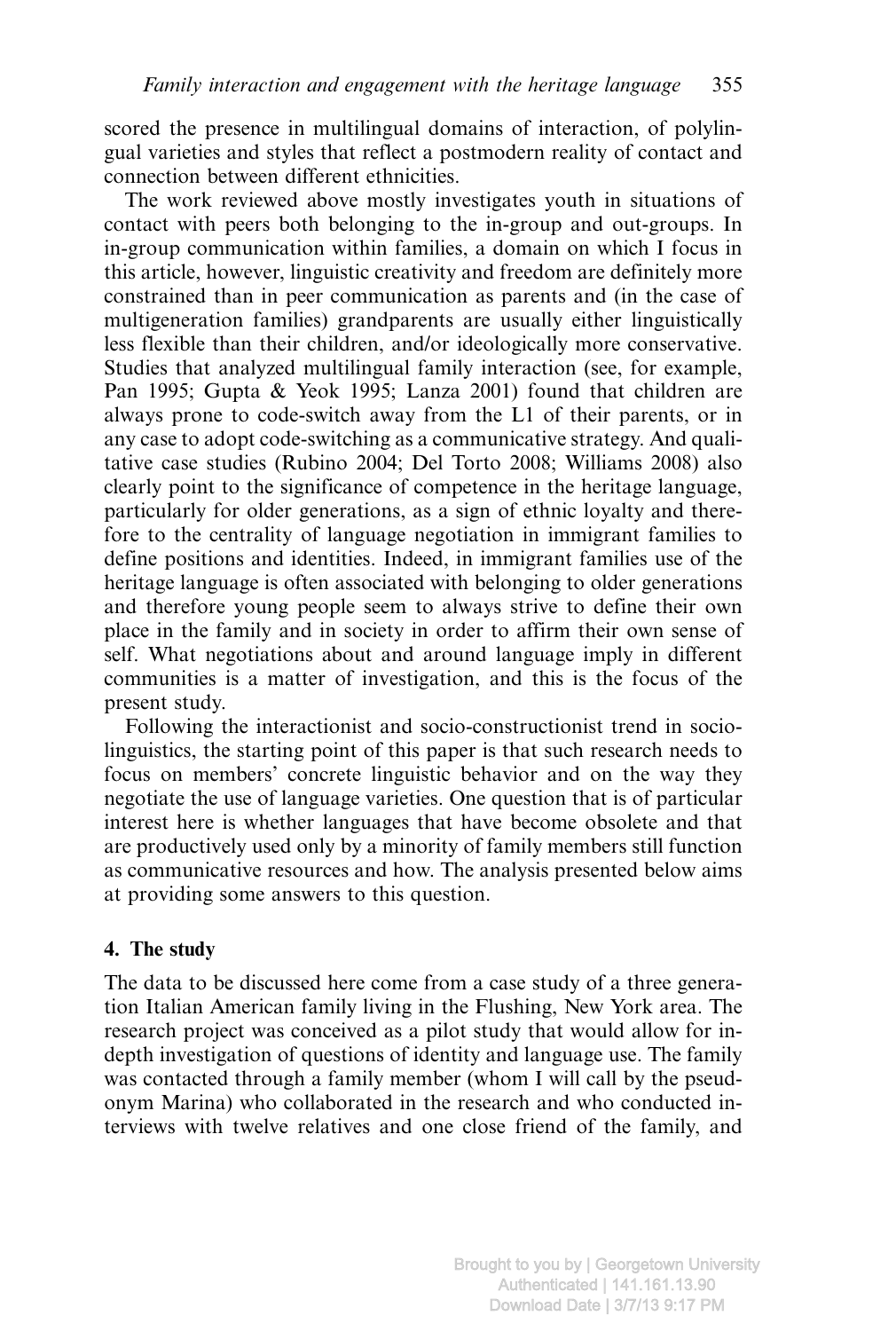scored the presence in multilingual domains of interaction, of polylingual varieties and styles that reflect a postmodern reality of contact and connection between different ethnicities.

The work reviewed above mostly investigates youth in situations of contact with peers both belonging to the in-group and out-groups. In in-group communication within families, a domain on which I focus in this article, however, linguistic creativity and freedom are definitely more constrained than in peer communication as parents and (in the case of multigeneration families) grandparents are usually either linguistically less flexible than their children, and/or ideologically more conservative. Studies that analyzed multilingual family interaction (see, for example, Pan 1995; Gupta & Yeok 1995; Lanza 2001) found that children are always prone to code-switch away from the L1 of their parents, or in any case to adopt code-switching as a communicative strategy. And qualitative case studies (Rubino 2004; Del Torto 2008; Williams 2008) also clearly point to the significance of competence in the heritage language, particularly for older generations, as a sign of ethnic loyalty and therefore to the centrality of language negotiation in immigrant families to define positions and identities. Indeed, in immigrant families use of the heritage language is often associated with belonging to older generations and therefore young people seem to always strive to define their own place in the family and in society in order to affirm their own sense of self. What negotiations about and around language imply in different communities is a matter of investigation, and this is the focus of the present study.

Following the interactionist and socio-constructionist trend in sociolinguistics, the starting point of this paper is that such research needs to focus on members' concrete linguistic behavior and on the way they negotiate the use of language varieties. One question that is of particular interest here is whether languages that have become obsolete and that are productively used only by a minority of family members still function as communicative resources and how. The analysis presented below aims at providing some answers to this question.

## 4. The study

The data to be discussed here come from a case study of a three generation Italian American family living in the Flushing, New York area. The research project was conceived as a pilot study that would allow for in-depth investigation of questions of identity and language use. The family was contacted through a family member (whom I will call by the pseudonym Marina) who collaborated in the research and who conducted interviews with twelve relatives and one close friend of the family, and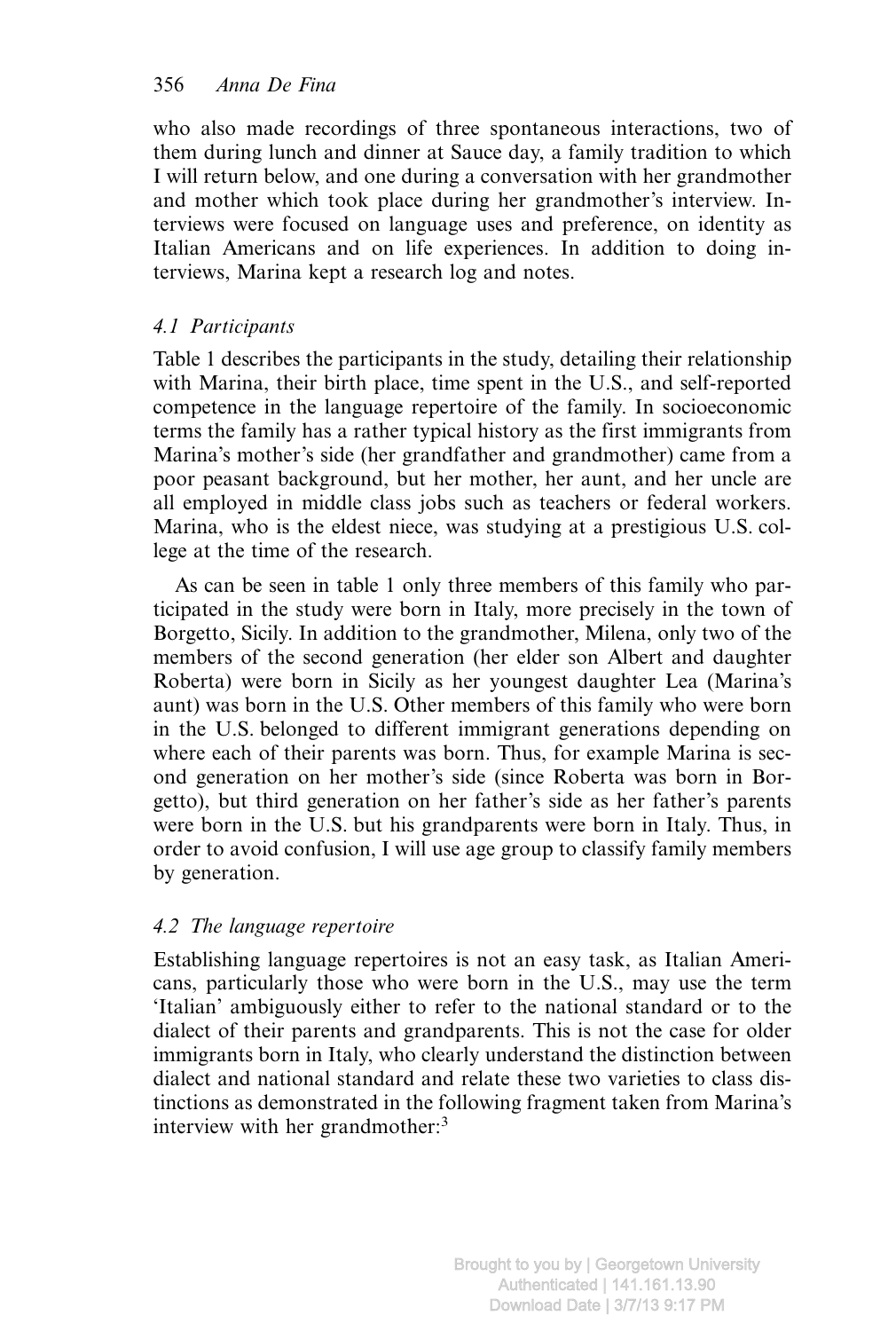who also made recordings of three spontaneous interactions, two of them during lunch and dinner at Sauce day, a family tradition to which I will return below, and one during a conversation with her grandmother and mother which took place during her grandmother's interview. Interviews were focused on language uses and preference, on identity as Italian Americans and on life experiences. In addition to doing interviews, Marina kept a research log and notes.

### *4.1 Participants*

Table 1 describes the participants in the study, detailing their relationship with Marina, their birth place, time spent in the U.S., and self-reported competence in the language repertoire of the family. In socioeconomic terms the family has a rather typical history as the first immigrants from Marina's mother's side (her grandfather and grandmother) came from a poor peasant background, but her mother, her aunt, and her uncle are all employed in middle class jobs such as teachers or federal workers. Marina, who is the eldest niece, was studying at a prestigious U.S. college at the time of the research.

As can be seen in table 1 only three members of this family who participated in the study were born in Italy, more precisely in the town of Borgetto, Sicily. In addition to the grandmother, Milena, only two of the members of the second generation (her elder son Albert and daughter Roberta) were born in Sicily as her youngest daughter Lea (Marina's aunt) was born in the U.S. Other members of this family who were born in the U.S. belonged to different immigrant generations depending on where each of their parents was born. Thus, for example Marina is second generation on her mother's side (since Roberta was born in Borgetto), but third generation on her father's side as her father's parents were born in the U.S. but his grandparents were born in Italy. Thus, in order to avoid confusion, I will use age group to classify family members by generation.

### *4.2 The language repertoire*

Establishing language repertoires is not an easy task, as Italian Americans, particularly those who were born in the U.S., may use the term 'Italian' ambiguously either to refer to the national standard or to the dialect of their parents and grandparents. This is not the case for older immigrants born in Italy, who clearly understand the distinction between dialect and national standard and relate these two varieties to class distinctions as demonstrated in the following fragment taken from Marina's interview with her grandmother:[3]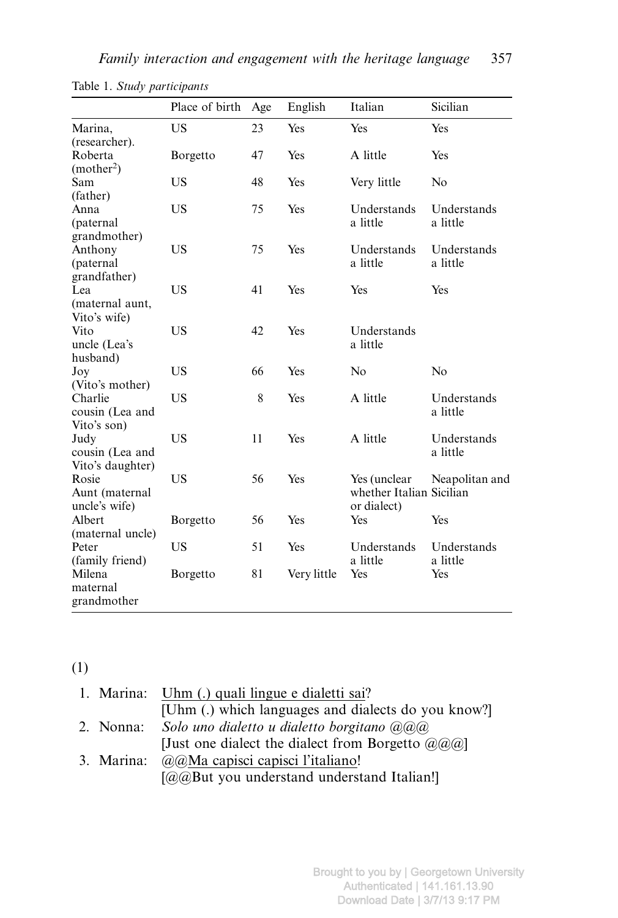Table 1. *Study participants*

| | Place of birth | Age | English | Italian | Sicilian |
|---|---|---|---|---|---|
| Marina, (researcher). | US | 23 | Yes | Yes | Yes |
| Roberta (mother[2]) | Borgetto | 47 | Yes | A little | Yes |
| Sam (father) | US | 48 | Yes | Very little | No |
| Anna (paternal grandmother) | US | 75 | Yes | Understands a little | Understands a little |
| Anthony (paternal grandfather) | US | 75 | Yes | Understands a little | Understands a little |
| Lea (maternal aunt, Vito's wife) | US | 41 | Yes | Yes | Yes |
| Vito uncle (Lea's husband) | US | 42 | Yes | Understands a little | |
| Joy (Vito's mother) | US | 66 | Yes | No | No |
| Charlie cousin (Lea and Vito's son) | US | 8 | Yes | A little | Understands a little |
| Judy cousin (Lea and Vito's daughter) | US | 11 | Yes | A little | Understands a little |
| Rosie Aunt (maternal uncle's wife) | US | 56 | Yes | Yes (unclear whether Italian or dialect) | Neapolitan and Sicilian |
| Albert (maternal uncle) | Borgetto | 56 | Yes | Yes | Yes |
| Peter (family friend) | US | 51 | Yes | Understands a little | Understands a little |
| Milena maternal grandmother | Borgetto | 81 | Very little | Yes | Yes |

(1)

1. Marina: <u>Uhm (.) quali lingue e dialetti sai</u>?
   [Uhm (.) which languages and dialects do you know?]
2. Nonna: *Solo uno dialetto u dialetto borgitano @@@*
   [Just one dialect the dialect from Borgetto @@@]
3. Marina: @@<u>Ma capisci capisci l'italiano</u>!
   [@@But you understand understand Italian!]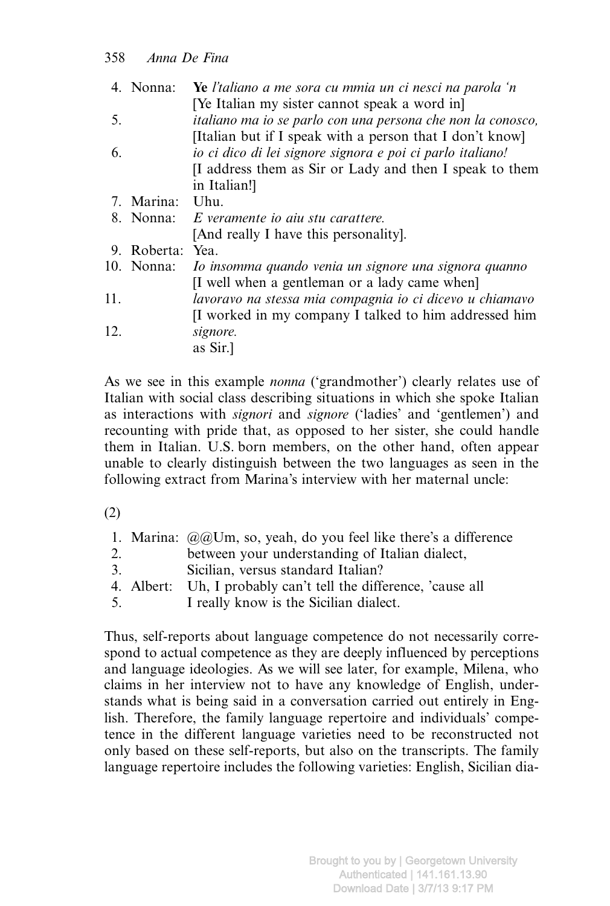4. Nonna: **Ye** *l'taliano a me sora cu mmia un ci nesci na parola 'n*
   [Ye Italian my sister cannot speak a word in]
5. *italiano ma io se parlo con una persona che non la conosco,*
   [Italian but if I speak with a person that I don't know]
6. *io ci dico di lei signore signora e poi ci parlo italiano!*
   [I address them as Sir or Lady and then I speak to them in Italian!]
7. Marina: Uhu.
8. Nonna: *E veramente io aiu stu carattere.*
   [And really I have this personality].
9. Roberta: Yea.
10. Nonna: *Io insomma quando venia un signore una signora quanno*
    [I well when a gentleman or a lady came when]
11. *lavoravo na stessa mia compagnia io ci dicevo u chiamavo*
    [I worked in my company I talked to him addressed him
12. *signore.*
    as Sir.]

As we see in this example *nonna* ('grandmother') clearly relates use of Italian with social class describing situations in which she spoke Italian as interactions with *signori* and *signore* ('ladies' and 'gentlemen') and recounting with pride that, as opposed to her sister, she could handle them in Italian. U.S. born members, on the other hand, often appear unable to clearly distinguish between the two languages as seen in the following extract from Marina's interview with her maternal uncle:

(2)

1. Marina: @@Um, so, yeah, do you feel like there's a difference
2. between your understanding of Italian dialect,
3. Sicilian, versus standard Italian?
4. Albert: Uh, I probably can't tell the difference, 'cause all
5. I really know is the Sicilian dialect.

Thus, self-reports about language competence do not necessarily correspond to actual competence as they are deeply influenced by perceptions and language ideologies. As we will see later, for example, Milena, who claims in her interview not to have any knowledge of English, understands what is being said in a conversation carried out entirely in English. Therefore, the family language repertoire and individuals' competence in the different language varieties need to be reconstructed not only based on these self-reports, but also on the transcripts. The family language repertoire includes the following varieties: English, Sicilian dia-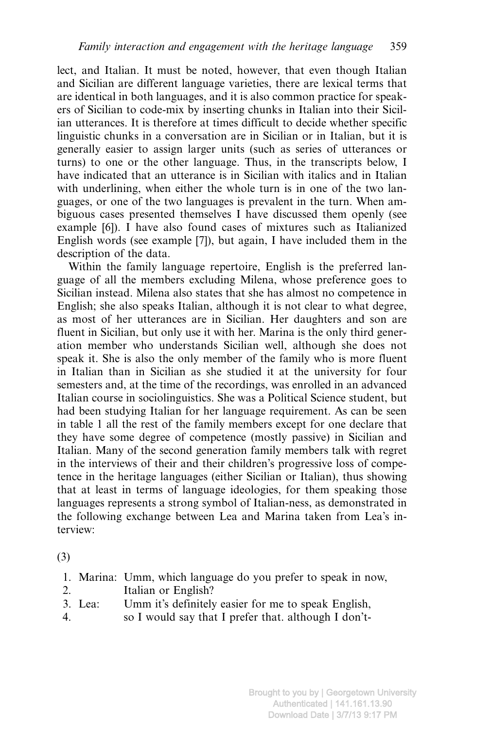lect, and Italian. It must be noted, however, that even though Italian and Sicilian are different language varieties, there are lexical terms that are identical in both languages, and it is also common practice for speakers of Sicilian to code-mix by inserting chunks in Italian into their Sicilian utterances. It is therefore at times difficult to decide whether specific linguistic chunks in a conversation are in Sicilian or in Italian, but it is generally easier to assign larger units (such as series of utterances or turns) to one or the other language. Thus, in the transcripts below, I have indicated that an utterance is in Sicilian with italics and in Italian with underlining, when either the whole turn is in one of the two languages, or one of the two languages is prevalent in the turn. When ambiguous cases presented themselves I have discussed them openly (see example [6]). I have also found cases of mixtures such as Italianized English words (see example [7]), but again, I have included them in the description of the data.

Within the family language repertoire, English is the preferred language of all the members excluding Milena, whose preference goes to Sicilian instead. Milena also states that she has almost no competence in English; she also speaks Italian, although it is not clear to what degree, as most of her utterances are in Sicilian. Her daughters and son are fluent in Sicilian, but only use it with her. Marina is the only third generation member who understands Sicilian well, although she does not speak it. She is also the only member of the family who is more fluent in Italian than in Sicilian as she studied it at the university for four semesters and, at the time of the recordings, was enrolled in an advanced Italian course in sociolinguistics. She was a Political Science student, but had been studying Italian for her language requirement. As can be seen in table 1 all the rest of the family members except for one declare that they have some degree of competence (mostly passive) in Sicilian and Italian. Many of the second generation family members talk with regret in the interviews of their and their children's progressive loss of competence in the heritage languages (either Sicilian or Italian), thus showing that at least in terms of language ideologies, for them speaking those languages represents a strong symbol of Italian-ness, as demonstrated in the following exchange between Lea and Marina taken from Lea's interview:

(3)

1. Marina: Umm, which language do you prefer to speak in now,
2. Italian or English?
3. Lea: Umm it's definitely easier for me to speak English,
4. so I would say that I prefer that. although I don't-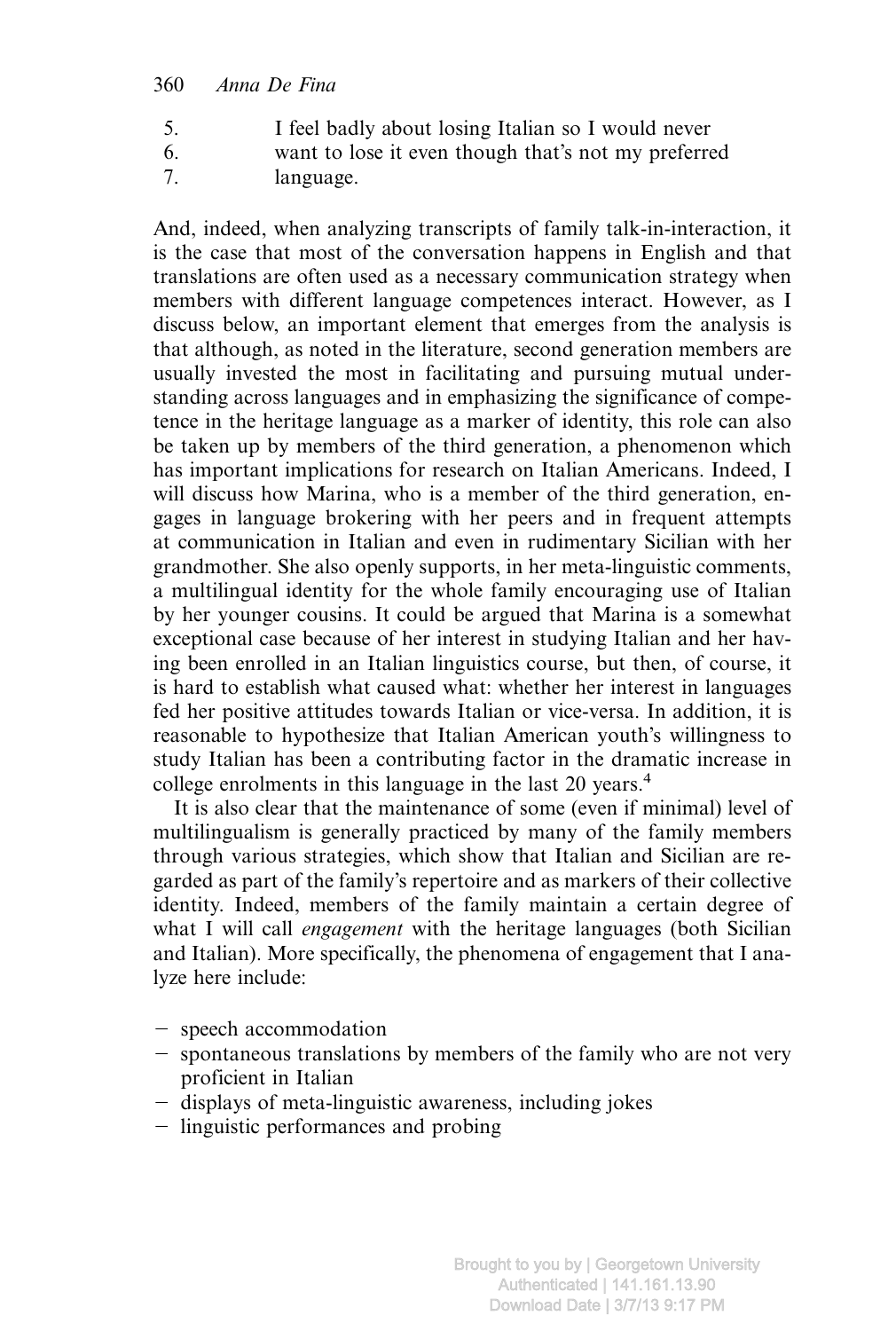5. I feel badly about losing Italian so I would never
6. want to lose it even though that's not my preferred
7. language.

And, indeed, when analyzing transcripts of family talk-in-interaction, it is the case that most of the conversation happens in English and that translations are often used as a necessary communication strategy when members with different language competences interact. However, as I discuss below, an important element that emerges from the analysis is that although, as noted in the literature, second generation members are usually invested the most in facilitating and pursuing mutual understanding across languages and in emphasizing the significance of competence in the heritage language as a marker of identity, this role can also be taken up by members of the third generation, a phenomenon which has important implications for research on Italian Americans. Indeed, I will discuss how Marina, who is a member of the third generation, engages in language brokering with her peers and in frequent attempts at communication in Italian and even in rudimentary Sicilian with her grandmother. She also openly supports, in her meta-linguistic comments, a multilingual identity for the whole family encouraging use of Italian by her younger cousins. It could be argued that Marina is a somewhat exceptional case because of her interest in studying Italian and her having been enrolled in an Italian linguistics course, but then, of course, it is hard to establish what caused what: whether her interest in languages fed her positive attitudes towards Italian or vice-versa. In addition, it is reasonable to hypothesize that Italian American youth's willingness to study Italian has been a contributing factor in the dramatic increase in college enrolments in this language in the last 20 years.[4]

It is also clear that the maintenance of some (even if minimal) level of multilingualism is generally practiced by many of the family members through various strategies, which show that Italian and Sicilian are regarded as part of the family's repertoire and as markers of their collective identity. Indeed, members of the family maintain a certain degree of what I will call *engagement* with the heritage languages (both Sicilian and Italian). More specifically, the phenomena of engagement that I analyze here include:

- speech accommodation
- spontaneous translations by members of the family who are not very proficient in Italian
- displays of meta-linguistic awareness, including jokes
- linguistic performances and probing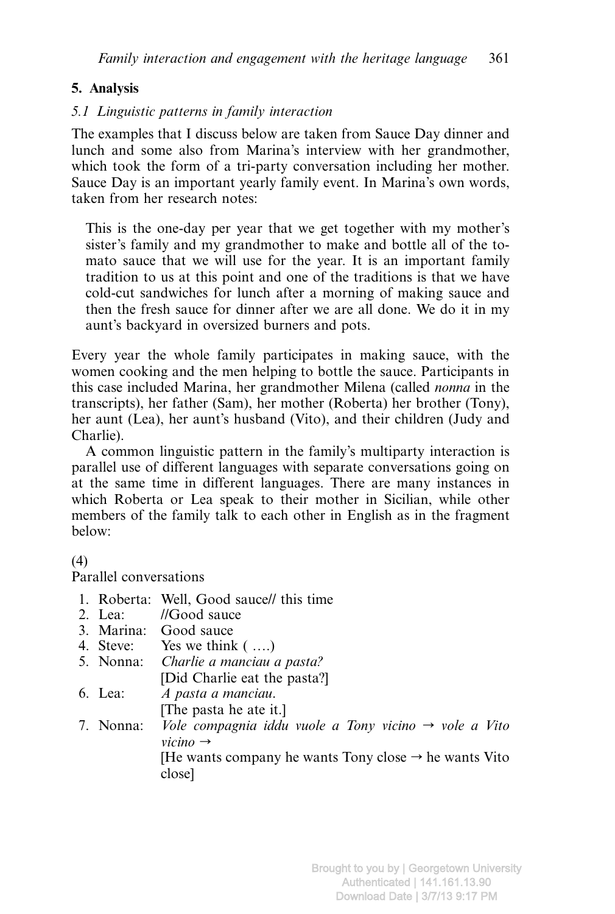## 5. Analysis

### *5.1 Linguistic patterns in family interaction*

The examples that I discuss below are taken from Sauce Day dinner and lunch and some also from Marina's interview with her grandmother, which took the form of a tri-party conversation including her mother. Sauce Day is an important yearly family event. In Marina's own words, taken from her research notes:

> This is the one-day per year that we get together with my mother's sister's family and my grandmother to make and bottle all of the tomato sauce that we will use for the year. It is an important family tradition to us at this point and one of the traditions is that we have cold-cut sandwiches for lunch after a morning of making sauce and then the fresh sauce for dinner after we are all done. We do it in my aunt's backyard in oversized burners and pots.

Every year the whole family participates in making sauce, with the women cooking and the men helping to bottle the sauce. Participants in this case included Marina, her grandmother Milena (called *nonna* in the transcripts), her father (Sam), her mother (Roberta) her brother (Tony), her aunt (Lea), her aunt's husband (Vito), and their children (Judy and Charlie).

A common linguistic pattern in the family's multiparty interaction is parallel use of different languages with separate conversations going on at the same time in different languages. There are many instances in which Roberta or Lea speak to their mother in Sicilian, while other members of the family talk to each other in English as in the fragment below:

(4)
Parallel conversations

1. Roberta: Well, Good sauce// this time
2. Lea: //Good sauce
3. Marina: Good sauce
4. Steve: Yes we think ( ….)
5. Nonna: *Charlie a manciau a pasta?*
   [Did Charlie eat the pasta?]
6. Lea: *A pasta a manciau.*
   [The pasta he ate it.]
7. Nonna: *Vole compagnia iddu vuole a Tony vicino → vole a Vito vicino →*
   [He wants company he wants Tony close → he wants Vito close]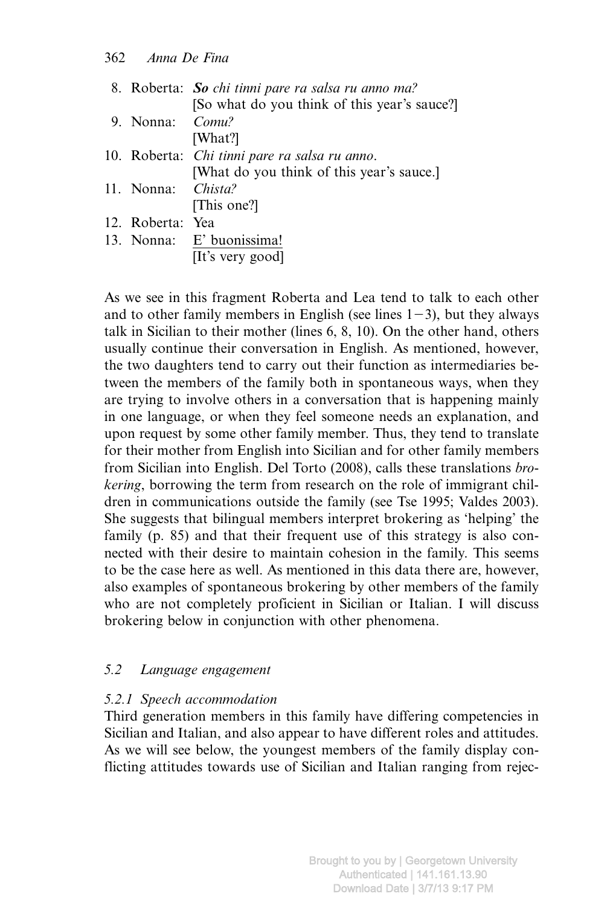8. Roberta: ***So*** *chi tinni pare ra salsa ru anno ma?*
   [So what do you think of this year's sauce?]
9. Nonna: *Comu?*
   [What?]
10. Roberta: *Chi tinni pare ra salsa ru anno.*
    [What do you think of this year's sauce.]
11. Nonna: *Chista?*
    [This one?]
12. Roberta: Yea
13. Nonna: <u>E' buonissima!</u>
    [It's very good]

As we see in this fragment Roberta and Lea tend to talk to each other and to other family members in English (see lines 1−3), but they always talk in Sicilian to their mother (lines 6, 8, 10). On the other hand, others usually continue their conversation in English. As mentioned, however, the two daughters tend to carry out their function as intermediaries between the members of the family both in spontaneous ways, when they are trying to involve others in a conversation that is happening mainly in one language, or when they feel someone needs an explanation, and upon request by some other family member. Thus, they tend to translate for their mother from English into Sicilian and for other family members from Sicilian into English. Del Torto (2008), calls these translations *brokering*, borrowing the term from research on the role of immigrant children in communications outside the family (see Tse 1995; Valdes 2003). She suggests that bilingual members interpret brokering as 'helping' the family (p. 85) and that their frequent use of this strategy is also connected with their desire to maintain cohesion in the family. This seems to be the case here as well. As mentioned in this data there are, however, also examples of spontaneous brokering by other members of the family who are not completely proficient in Sicilian or Italian. I will discuss brokering below in conjunction with other phenomena.

### *5.2 Language engagement*

#### *5.2.1 Speech accommodation*

Third generation members in this family have differing competencies in Sicilian and Italian, and also appear to have different roles and attitudes. As we will see below, the youngest members of the family display conflicting attitudes towards use of Sicilian and Italian ranging from rejec-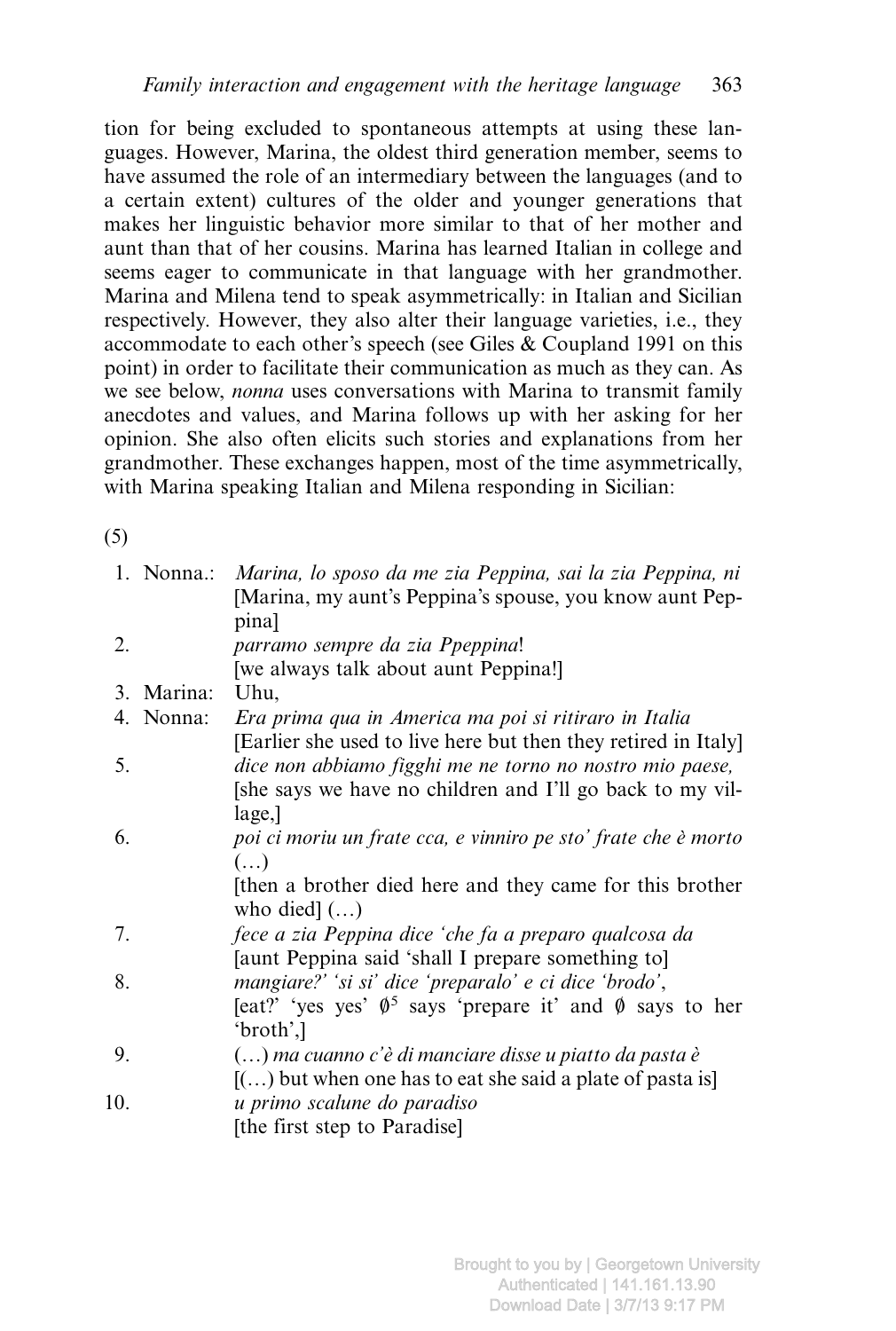tion for being excluded to spontaneous attempts at using these languages. However, Marina, the oldest third generation member, seems to have assumed the role of an intermediary between the languages (and to a certain extent) cultures of the older and younger generations that makes her linguistic behavior more similar to that of her mother and aunt than that of her cousins. Marina has learned Italian in college and seems eager to communicate in that language with her grandmother. Marina and Milena tend to speak asymmetrically: in Italian and Sicilian respectively. However, they also alter their language varieties, i.e., they accommodate to each other's speech (see Giles & Coupland 1991 on this point) in order to facilitate their communication as much as they can. As we see below, *nonna* uses conversations with Marina to transmit family anecdotes and values, and Marina follows up with her asking for her opinion. She also often elicits such stories and explanations from her grandmother. These exchanges happen, most of the time asymmetrically, with Marina speaking Italian and Milena responding in Sicilian:

(5)

| | | |
|---|---|---|
| 1. | Nonna.: | *Marina, lo sposo da me zia Peppina, sai la zia Peppina, ni* [Marina, my aunt's Peppina's spouse, you know aunt Peppina] |
| 2. | | *parramo sempre da zia Ppeppina*! [we always talk about aunt Peppina!] |
| 3. | Marina: | Uhu, |
| 4. | Nonna: | *Era prima qua in America ma poi si ritiraro in Italia* [Earlier she used to live here but then they retired in Italy] |
| 5. | | *dice non abbiamo figghi me ne torno no nostro mio paese,* [she says we have no children and I'll go back to my village,] |
| 6. | | *poi ci moriu un frate cca, e vinniro pe sto' frate che è morto* (…) [then a brother died here and they came for this brother who died] (…) |
| 7. | | *fece a zia Peppina dice 'che fa a preparo qualcosa da* [aunt Peppina said 'shall I prepare something to] |
| 8. | | *mangiare?' 'si si' dice 'preparalo' e ci dice 'brodo'*, [eat?' 'yes yes' ∅[5] says 'prepare it' and ∅ says to her 'broth',] |
| 9. | | (…) *ma cuanno c'è di manciare disse u piatto da pasta è* [(…) but when one has to eat she said a plate of pasta is] |
| 10. | | *u primo scalune do paradiso* [the first step to Paradise] |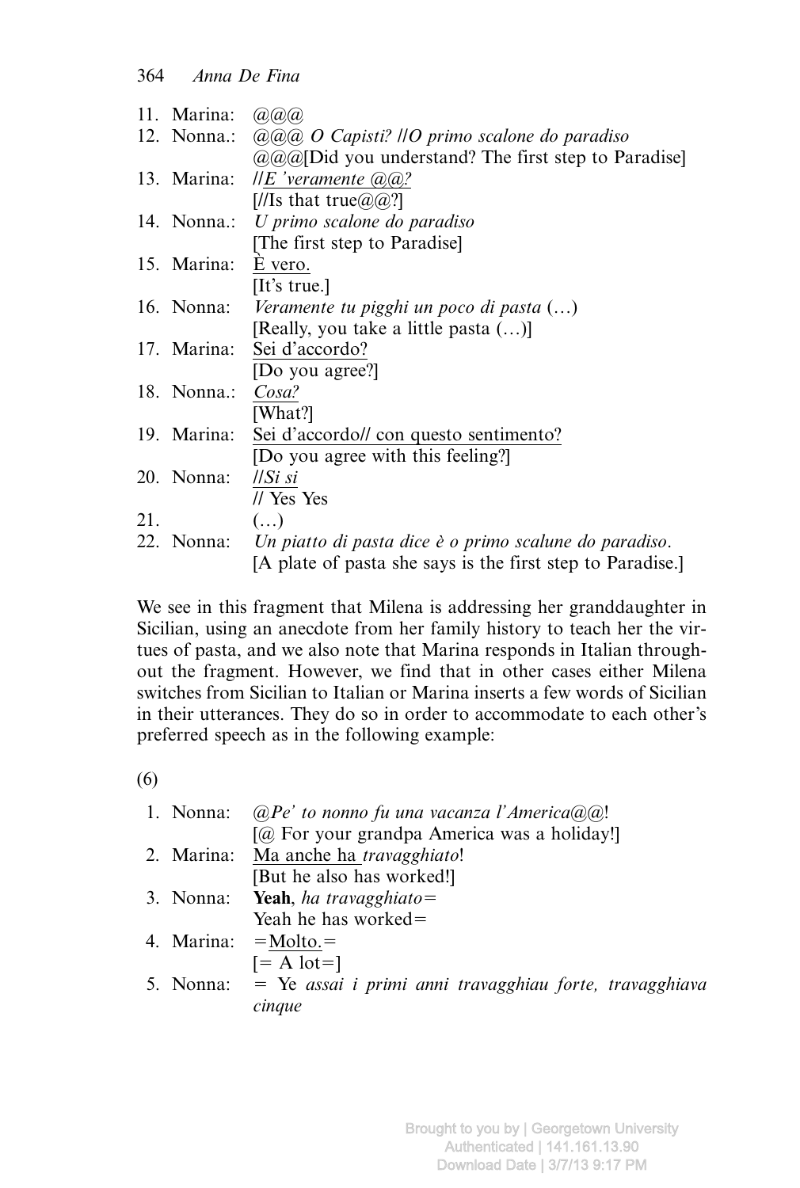11. Marina: @@@
12. Nonna.: *@@@ O Capisti? //O primo scalone do paradiso*
    @@@[Did you understand? The first step to Paradise]
13. Marina: <u>*//E 'veramente @@?*</u>
    [//Is that true@@?]
14. Nonna.: *U primo scalone do paradiso*
    [The first step to Paradise]
15. Marina: <u>È vero.</u>
    [It's true.]
16. Nonna: *Veramente tu pigghi un poco di pasta* (…)
    [Really, you take a little pasta (…)]
17. Marina: <u>Sei d'accordo?</u>
    [Do you agree?]
18. Nonna.: <u>*Cosa?*</u>
    [What?]
19. Marina: <u>Sei d'accordo// con questo sentimento?</u>
    [Do you agree with this feeling?]
20. Nonna: <u>*//Si si*</u>
    // Yes Yes
21. (…)
22. Nonna: *Un piatto di pasta dice è o primo scalune do paradiso.*
    [A plate of pasta she says is the first step to Paradise.]

We see in this fragment that Milena is addressing her granddaughter in Sicilian, using an anecdote from her family history to teach her the virtues of pasta, and we also note that Marina responds in Italian throughout the fragment. However, we find that in other cases either Milena switches from Sicilian to Italian or Marina inserts a few words of Sicilian in their utterances. They do so in order to accommodate to each other's preferred speech as in the following example:

(6)

1. Nonna: *@Pe' to nonno fu una vacanza l'America@@!*
   [@ For your grandpa America was a holiday!]
2. Marina: <u>Ma anche ha</u> *travagghiato*!
   [But he also has worked!]
3. Nonna: **Yeah**, *ha travagghiato*=
   Yeah he has worked=
4. Marina: =<u>Molto.</u>=
   [= A lot=]
5. Nonna: = Ye *assai i primi anni travagghiau forte, travagghiava cinque*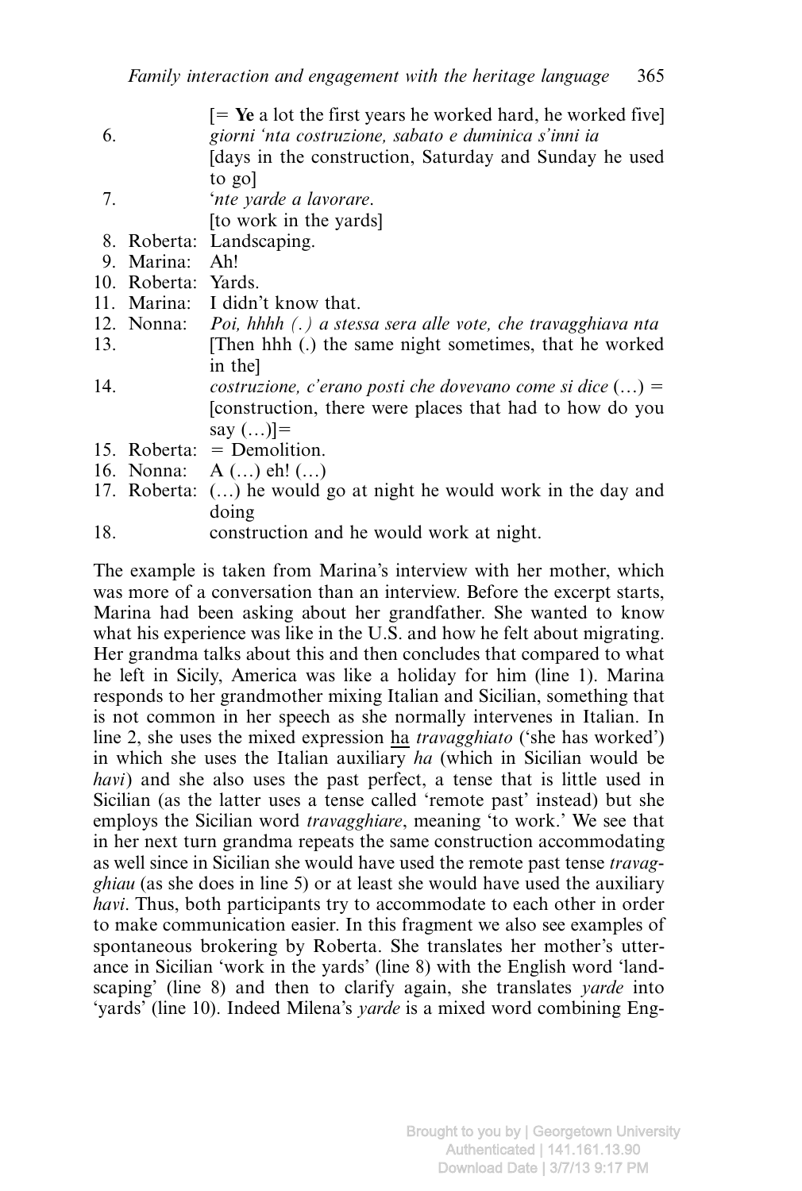[= **Ye** a lot the first years he worked hard, he worked five]

6. *giorni 'nta costruzione, sabato e duminica s'inni ia*
 [days in the construction, Saturday and Sunday he used to go]
7. *'nte yarde a lavorare.*
 [to work in the yards]
8. Roberta: Landscaping.
9. Marina: Ah!
10. Roberta: Yards.
11. Marina: I didn't know that.
12. Nonna: *Poi, hhhh (.) a stessa sera alle vote, che travagghiava nta*
13. [Then hhh (.) the same night sometimes, that he worked in the]
14. *costruzione, c'erano posti che dovevano come si dice* (…) =
 [construction, there were places that had to how do you say (…)]=
15. Roberta: = Demolition.
16. Nonna: A (…) eh! (…)
17. Roberta: (…) he would go at night he would work in the day and doing
18. construction and he would work at night.

The example is taken from Marina's interview with her mother, which was more of a conversation than an interview. Before the excerpt starts, Marina had been asking about her grandfather. She wanted to know what his experience was like in the U.S. and how he felt about migrating. Her grandma talks about this and then concludes that compared to what he left in Sicily, America was like a holiday for him (line 1). Marina responds to her grandmother mixing Italian and Sicilian, something that is not common in her speech as she normally intervenes in Italian. In line 2, she uses the mixed expression <u>ha</u> *travagghiato* ('she has worked') in which she uses the Italian auxiliary *ha* (which in Sicilian would be *havi*) and she also uses the past perfect, a tense that is little used in Sicilian (as the latter uses a tense called 'remote past' instead) but she employs the Sicilian word *travagghiare*, meaning 'to work.' We see that in her next turn grandma repeats the same construction accommodating as well since in Sicilian she would have used the remote past tense *travagghiau* (as she does in line 5) or at least she would have used the auxiliary *havi*. Thus, both participants try to accommodate to each other in order to make communication easier. In this fragment we also see examples of spontaneous brokering by Roberta. She translates her mother's utterance in Sicilian 'work in the yards' (line 8) with the English word 'landscaping' (line 8) and then to clarify again, she translates *yarde* into 'yards' (line 10). Indeed Milena's *yarde* is a mixed word combining Eng-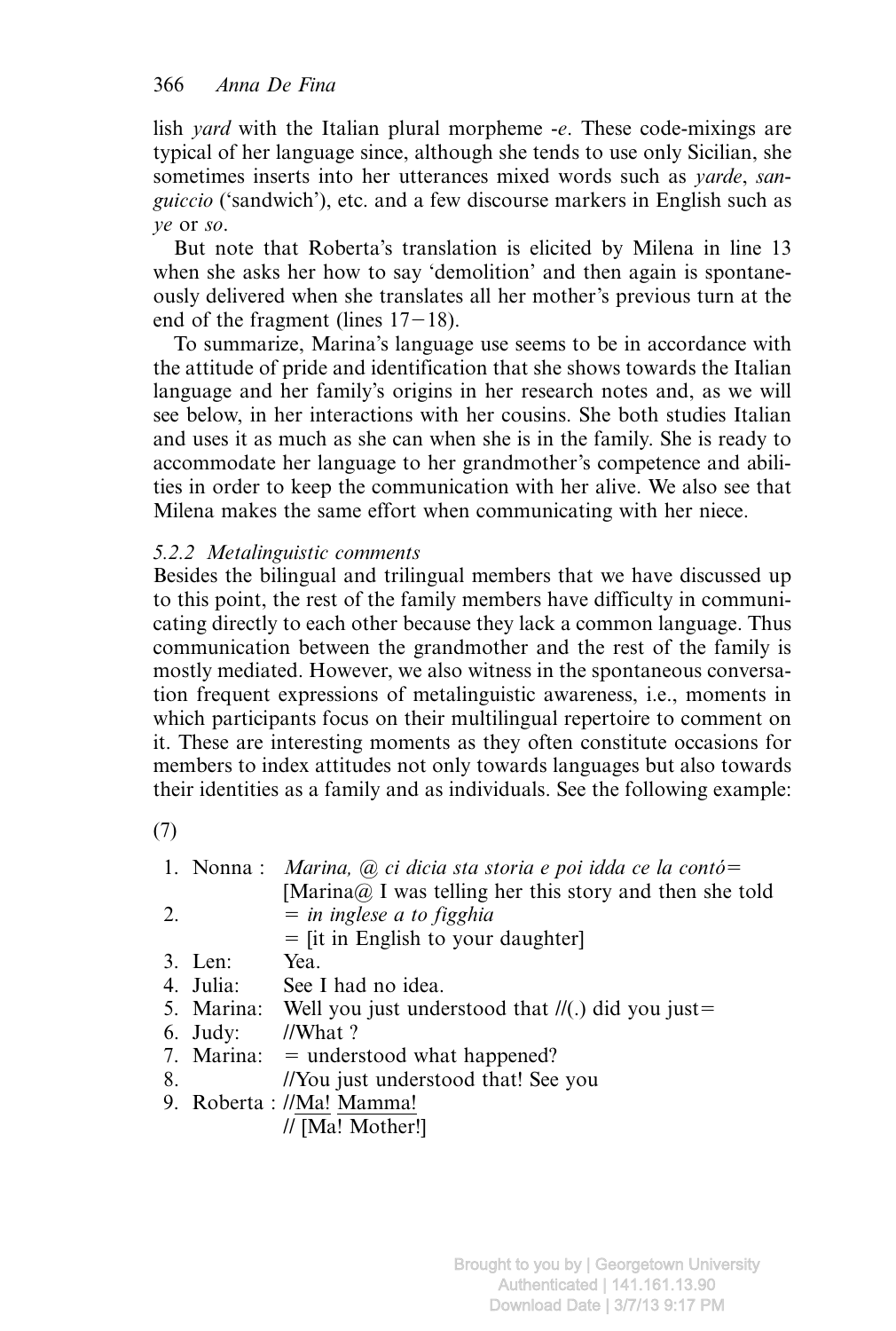lish *yard* with the Italian plural morpheme *-e*. These code-mixings are typical of her language since, although she tends to use only Sicilian, she sometimes inserts into her utterances mixed words such as *yarde*, *sanguiccio* ('sandwich'), etc. and a few discourse markers in English such as *ye* or *so*.

But note that Roberta's translation is elicited by Milena in line 13 when she asks her how to say 'demolition' and then again is spontaneously delivered when she translates all her mother's previous turn at the end of the fragment (lines 17−18).

To summarize, Marina's language use seems to be in accordance with the attitude of pride and identification that she shows towards the Italian language and her family's origins in her research notes and, as we will see below, in her interactions with her cousins. She both studies Italian and uses it as much as she can when she is in the family. She is ready to accommodate her language to her grandmother's competence and abilities in order to keep the communication with her alive. We also see that Milena makes the same effort when communicating with her niece.

### *5.2.2 Metalinguistic comments*

Besides the bilingual and trilingual members that we have discussed up to this point, the rest of the family members have difficulty in communicating directly to each other because they lack a common language. Thus communication between the grandmother and the rest of the family is mostly mediated. However, we also witness in the spontaneous conversation frequent expressions of metalinguistic awareness, i.e., moments in which participants focus on their multilingual repertoire to comment on it. These are interesting moments as they often constitute occasions for members to index attitudes not only towards languages but also towards their identities as a family and as individuals. See the following example:

(7)

| | | |
|---|---|---|
| 1. | Nonna : | *Marina, @ ci dicia sta storia e poi idda ce la contó=* |
| | | [Marina@ I was telling her this story and then she told |
| 2. | | *= in inglese a to figghia* |
| | | = [it in English to your daughter] |
| 3. | Len: | Yea. |
| 4. | Julia: | See I had no idea. |
| 5. | Marina: | Well you just understood that //(.) did you just= |
| 6. | Judy: | //What ? |
| 7. | Marina: | = understood what happened? |
| 8. | | //You just understood that! See you |
| 9. | Roberta : | //<u>Ma!</u> <u>Mamma!</u> |
| | | // [Ma! Mother!] |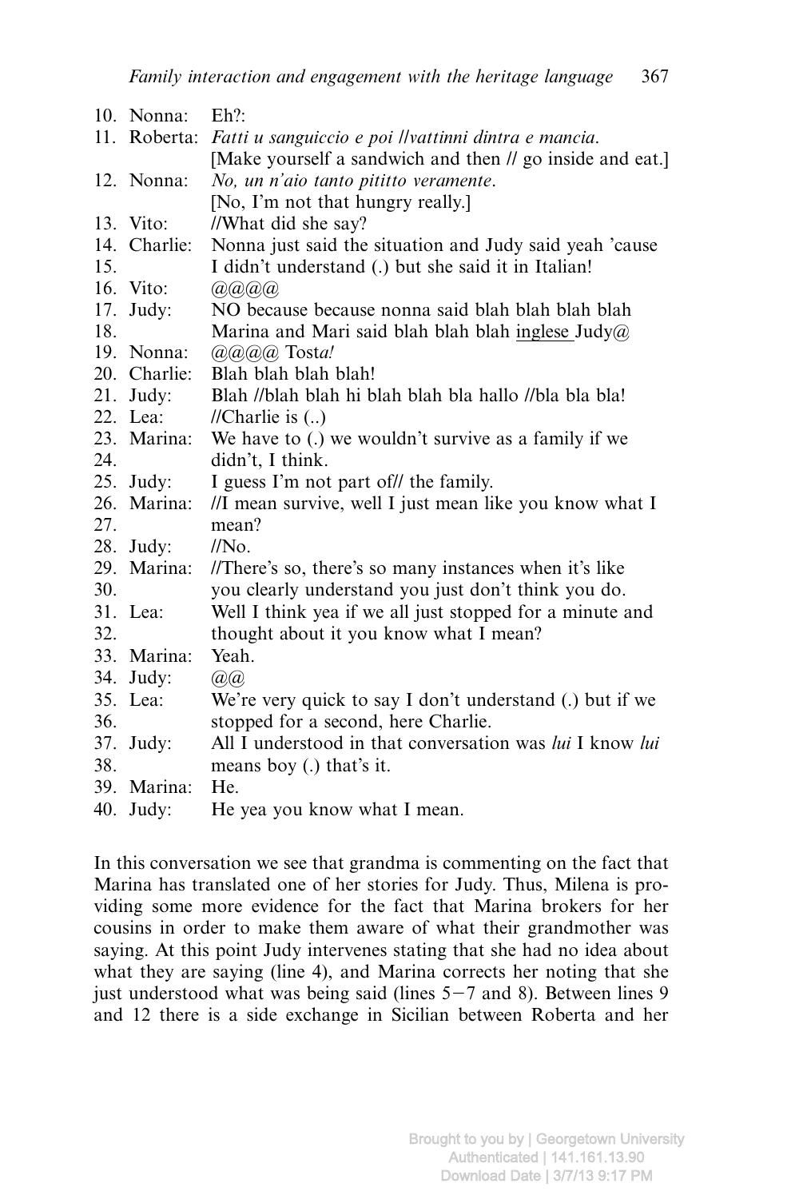10. Nonna: Eh?:
11. Roberta: *Fatti u sanguiccio e poi //vattinni dintra e mancia.*
    [Make yourself a sandwich and then // go inside and eat.]
12. Nonna: *No, un n'aio tanto pititto veramente.*
    [No, I'm not that hungry really.]
13. Vito: //What did she say?
14. Charlie: Nonna just said the situation and Judy said yeah 'cause
15. I didn't understand (.) but she said it in Italian!
16. Vito: @@@@
17. Judy: NO because because nonna said blah blah blah blah
18. Marina and Mari said blah blah blah inglese Judy@
19. Nonna: @@@@ Tost*a!*
20. Charlie: Blah blah blah blah!
21. Judy: Blah //blah blah hi blah blah bla hallo //bla bla bla!
22. Lea: //Charlie is (..)
23. Marina: We have to (.) we wouldn't survive as a family if we
24. didn't, I think.
25. Judy: I guess I'm not part of// the family.
26. Marina: //I mean survive, well I just mean like you know what I
27. mean?
28. Judy: //No.
29. Marina: //There's so, there's so many instances when it's like
30. you clearly understand you just don't think you do.
31. Lea: Well I think yea if we all just stopped for a minute and
32. thought about it you know what I mean?
33. Marina: Yeah.
34. Judy: @@
35. Lea: We're very quick to say I don't understand (.) but if we
36. stopped for a second, here Charlie.
37. Judy: All I understood in that conversation was *lui* I know *lui*
38. means boy (.) that's it.
39. Marina: He.
40. Judy: He yea you know what I mean.

In this conversation we see that grandma is commenting on the fact that Marina has translated one of her stories for Judy. Thus, Milena is providing some more evidence for the fact that Marina brokers for her cousins in order to make them aware of what their grandmother was saying. At this point Judy intervenes stating that she had no idea about what they are saying (line 4), and Marina corrects her noting that she just understood what was being said (lines 5–7 and 8). Between lines 9 and 12 there is a side exchange in Sicilian between Roberta and her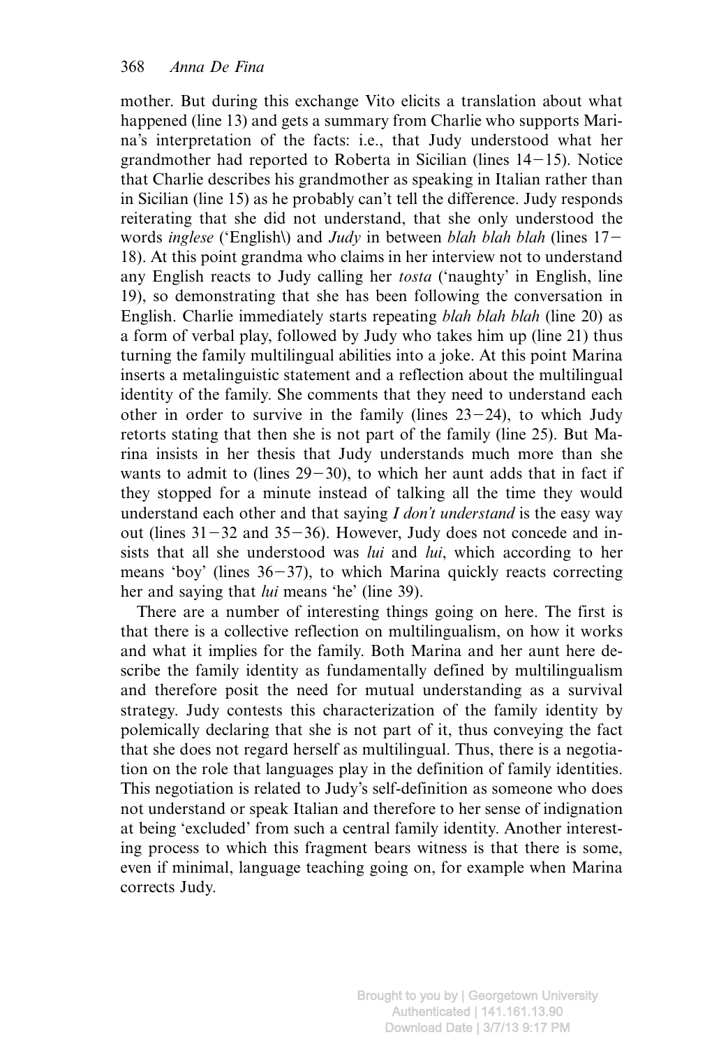mother. But during this exchange Vito elicits a translation about what happened (line 13) and gets a summary from Charlie who supports Marina's interpretation of the facts: i.e., that Judy understood what her grandmother had reported to Roberta in Sicilian (lines 14–15). Notice that Charlie describes his grandmother as speaking in Italian rather than in Sicilian (line 15) as he probably can't tell the difference. Judy responds reiterating that she did not understand, that she only understood the words *inglese* ('English\) and *Judy* in between *blah blah blah* (lines 17–18). At this point grandma who claims in her interview not to understand any English reacts to Judy calling her *tosta* ('naughty' in English, line 19), so demonstrating that she has been following the conversation in English. Charlie immediately starts repeating *blah blah blah* (line 20) as a form of verbal play, followed by Judy who takes him up (line 21) thus turning the family multilingual abilities into a joke. At this point Marina inserts a metalinguistic statement and a reflection about the multilingual identity of the family. She comments that they need to understand each other in order to survive in the family (lines 23–24), to which Judy retorts stating that then she is not part of the family (line 25). But Marina insists in her thesis that Judy understands much more than she wants to admit to (lines 29–30), to which her aunt adds that in fact if they stopped for a minute instead of talking all the time they would understand each other and that saying *I don't understand* is the easy way out (lines 31–32 and 35–36). However, Judy does not concede and insists that all she understood was *lui* and *lui*, which according to her means 'boy' (lines 36–37), to which Marina quickly reacts correcting her and saying that *lui* means 'he' (line 39).

There are a number of interesting things going on here. The first is that there is a collective reflection on multilingualism, on how it works and what it implies for the family. Both Marina and her aunt here describe the family identity as fundamentally defined by multilingualism and therefore posit the need for mutual understanding as a survival strategy. Judy contests this characterization of the family identity by polemically declaring that she is not part of it, thus conveying the fact that she does not regard herself as multilingual. Thus, there is a negotiation on the role that languages play in the definition of family identities. This negotiation is related to Judy's self-definition as someone who does not understand or speak Italian and therefore to her sense of indignation at being 'excluded' from such a central family identity. Another interesting process to which this fragment bears witness is that there is some, even if minimal, language teaching going on, for example when Marina corrects Judy.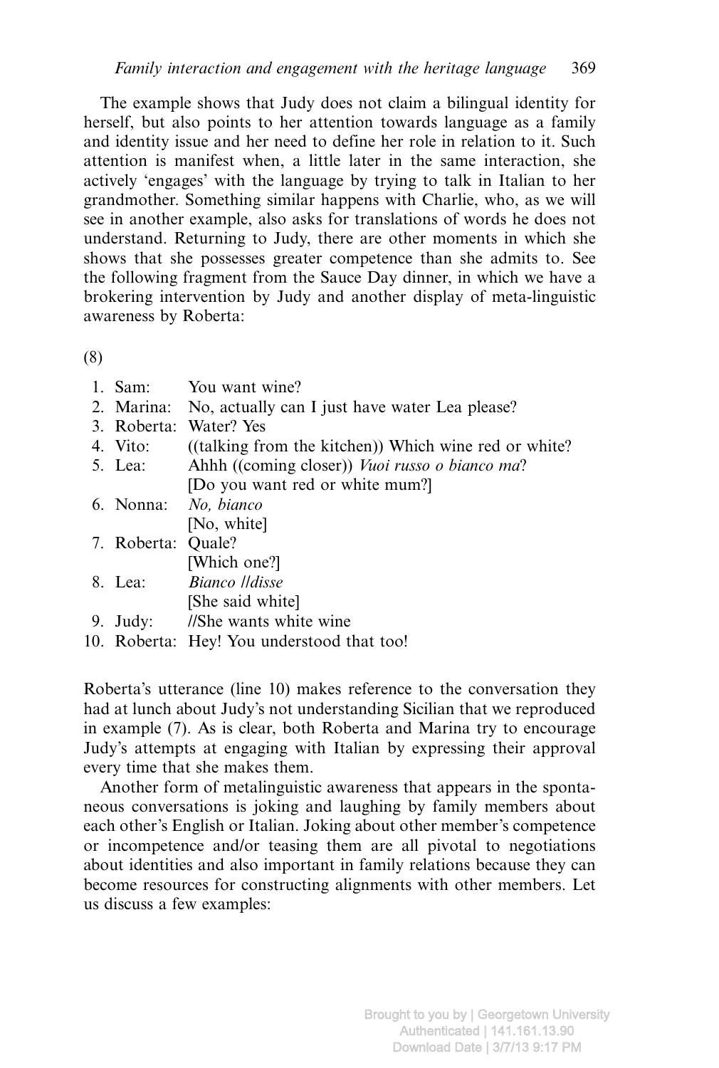The example shows that Judy does not claim a bilingual identity for herself, but also points to her attention towards language as a family and identity issue and her need to define her role in relation to it. Such attention is manifest when, a little later in the same interaction, she actively 'engages' with the language by trying to talk in Italian to her grandmother. Something similar happens with Charlie, who, as we will see in another example, also asks for translations of words he does not understand. Returning to Judy, there are other moments in which she shows that she possesses greater competence than she admits to. See the following fragment from the Sauce Day dinner, in which we have a brokering intervention by Judy and another display of meta-linguistic awareness by Roberta:

(8)

1. Sam: You want wine?
2. Marina: No, actually can I just have water Lea please?
3. Roberta: Water? Yes
4. Vito: ((talking from the kitchen)) Which wine red or white?
5. Lea: Ahhh ((coming closer)) *Vuoi russo o bianco ma*?
   [Do you want red or white mum?]
6. Nonna: *No, bianco*
   [No, white]
7. Roberta: Quale?
   [Which one?]
8. Lea: *Bianco //disse*
   [She said white]
9. Judy: //She wants white wine
10. Roberta: Hey! You understood that too!

Roberta's utterance (line 10) makes reference to the conversation they had at lunch about Judy's not understanding Sicilian that we reproduced in example (7). As is clear, both Roberta and Marina try to encourage Judy's attempts at engaging with Italian by expressing their approval every time that she makes them.

Another form of metalinguistic awareness that appears in the spontaneous conversations is joking and laughing by family members about each other's English or Italian. Joking about other member's competence or incompetence and/or teasing them are all pivotal to negotiations about identities and also important in family relations because they can become resources for constructing alignments with other members. Let us discuss a few examples: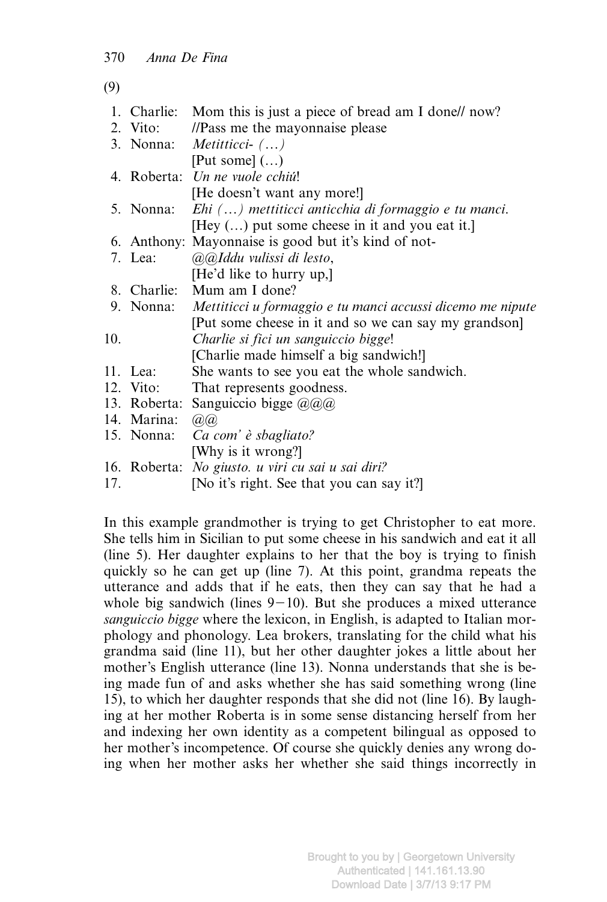(9)

1. Charlie: Mom this is just a piece of bread am I done// now?
2. Vito: //Pass me the mayonnaise please
3. Nonna: *Metitticci- (…)*
   [Put some] (…)
4. Roberta: *Un ne vuole cchiú*!
   [He doesn't want any more!]
5. Nonna: *Ehi (…) mettiticci anticchia di formaggio e tu manci.*
   [Hey (…) put some cheese in it and you eat it.]
6. Anthony: Mayonnaise is good but it's kind of not-
7. Lea: *@@Iddu vulissi di lesto*,
   [He'd like to hurry up,]
8. Charlie: Mum am I done?
9. Nonna: *Mettiticci u formaggio e tu manci accussi dicemo me nipute*
   [Put some cheese in it and so we can say my grandson]
10. *Charlie si fici un sanguiccio bigge*!
   [Charlie made himself a big sandwich!]
11. Lea: She wants to see you eat the whole sandwich.
12. Vito: That represents goodness.
13. Roberta: Sanguiccio bigge @@@
14. Marina: @@
15. Nonna: *Ca com' è sbagliato?*
   [Why is it wrong?]
16. Roberta: *No giusto. u viri cu sai u sai diri?*
17. [No it's right. See that you can say it?]

In this example grandmother is trying to get Christopher to eat more. She tells him in Sicilian to put some cheese in his sandwich and eat it all (line 5). Her daughter explains to her that the boy is trying to finish quickly so he can get up (line 7). At this point, grandma repeats the utterance and adds that if he eats, then they can say that he had a whole big sandwich (lines 9−10). But she produces a mixed utterance *sanguiccio bigge* where the lexicon, in English, is adapted to Italian morphology and phonology. Lea brokers, translating for the child what his grandma said (line 11), but her other daughter jokes a little about her mother's English utterance (line 13). Nonna understands that she is being made fun of and asks whether she has said something wrong (line 15), to which her daughter responds that she did not (line 16). By laughing at her mother Roberta is in some sense distancing herself from her and indexing her own identity as a competent bilingual as opposed to her mother's incompetence. Of course she quickly denies any wrong doing when her mother asks her whether she said things incorrectly in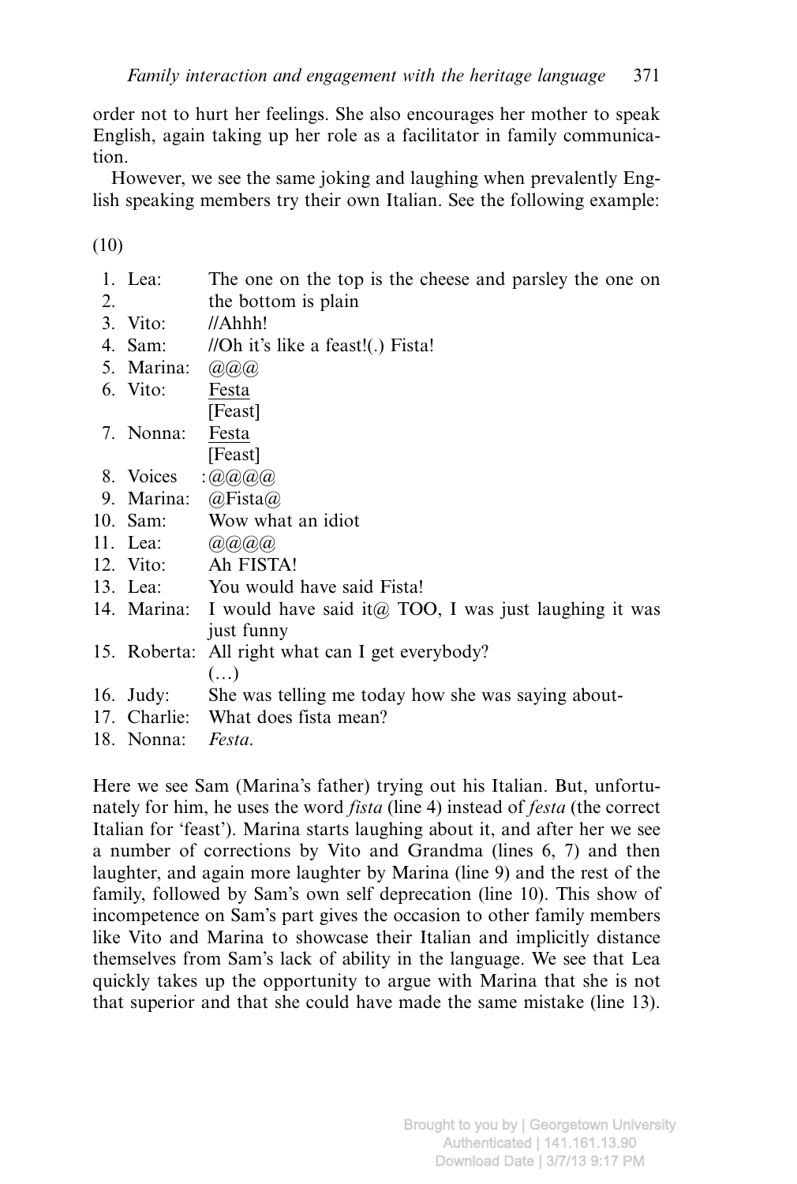order not to hurt her feelings. She also encourages her mother to speak English, again taking up her role as a facilitator in family communication.

However, we see the same joking and laughing when prevalently English speaking members try their own Italian. See the following example:

(10)

| | |
|---|---|
| 1. Lea: | The one on the top is the cheese and parsley the one on |
| 2. | the bottom is plain |
| 3. Vito: | //Ahhh! |
| 4. Sam: | //Oh it's like a feast!(.) Fista! |
| 5. Marina: | @@@ |
| 6. Vito: | Festa<br>[Feast] |
| 7. Nonna: | Festa<br>[Feast] |
| 8. Voices | :@@@@ |
| 9. Marina: | @Fista@ |
| 10. Sam: | Wow what an idiot |
| 11. Lea: | @@@@ |
| 12. Vito: | Ah FISTA! |
| 13. Lea: | You would have said Fista! |
| 14. Marina: | I would have said it@ TOO, I was just laughing it was just funny |
| 15. Roberta: | All right what can I get everybody?<br>(…) |
| 16. Judy: | She was telling me today how she was saying about- |
| 17. Charlie: | What does fista mean? |
| 18. Nonna: | *Festa*. |

Here we see Sam (Marina's father) trying out his Italian. But, unfortunately for him, he uses the word *fista* (line 4) instead of *festa* (the correct Italian for 'feast'). Marina starts laughing about it, and after her we see a number of corrections by Vito and Grandma (lines 6, 7) and then laughter, and again more laughter by Marina (line 9) and the rest of the family, followed by Sam's own self deprecation (line 10). This show of incompetence on Sam's part gives the occasion to other family members like Vito and Marina to showcase their Italian and implicitly distance themselves from Sam's lack of ability in the language. We see that Lea quickly takes up the opportunity to argue with Marina that she is not that superior and that she could have made the same mistake (line 13).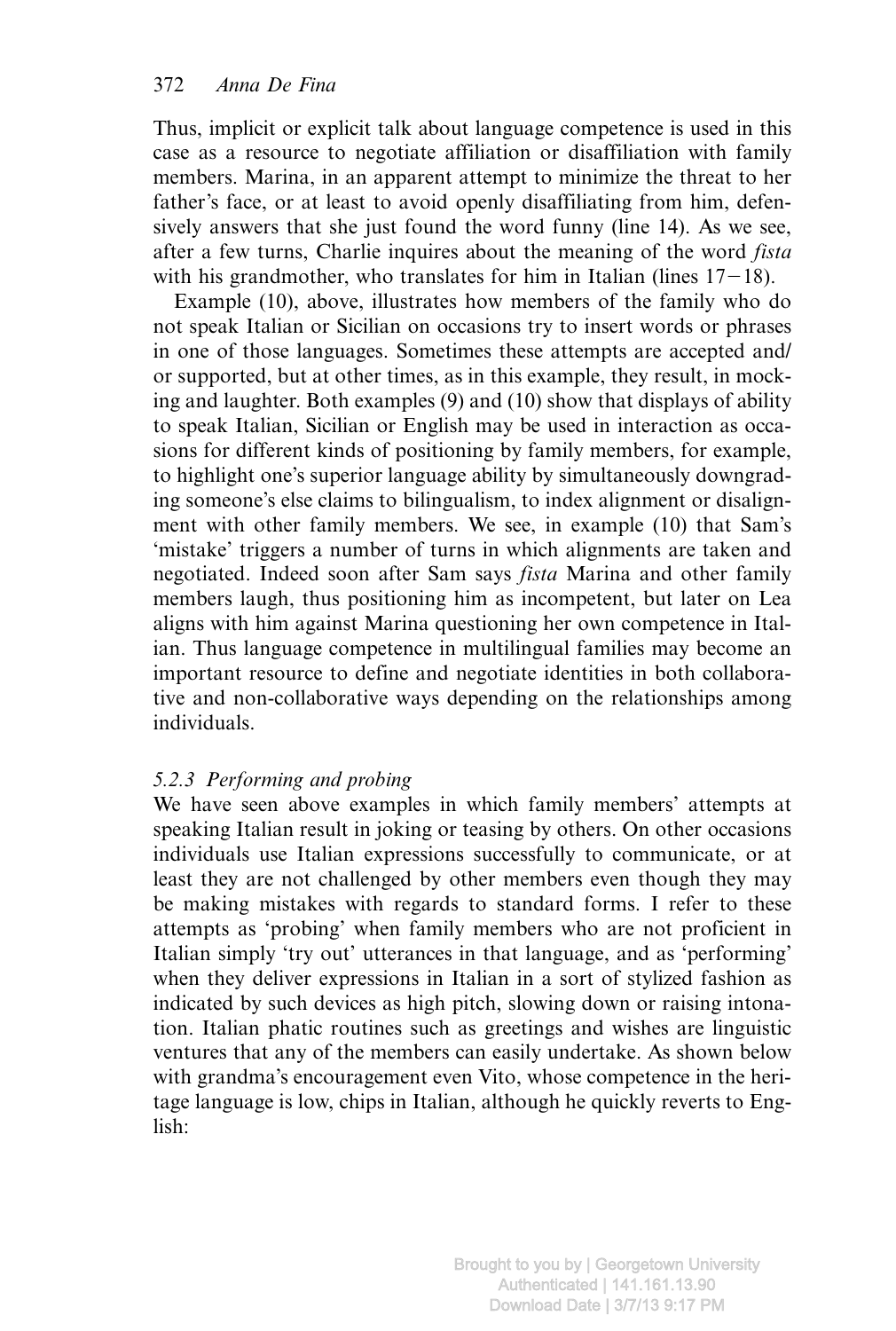Thus, implicit or explicit talk about language competence is used in this case as a resource to negotiate affiliation or disaffiliation with family members. Marina, in an apparent attempt to minimize the threat to her father's face, or at least to avoid openly disaffiliating from him, defensively answers that she just found the word funny (line 14). As we see, after a few turns, Charlie inquires about the meaning of the word *fista* with his grandmother, who translates for him in Italian (lines 17–18).

Example (10), above, illustrates how members of the family who do not speak Italian or Sicilian on occasions try to insert words or phrases in one of those languages. Sometimes these attempts are accepted and/or supported, but at other times, as in this example, they result, in mocking and laughter. Both examples (9) and (10) show that displays of ability to speak Italian, Sicilian or English may be used in interaction as occasions for different kinds of positioning by family members, for example, to highlight one's superior language ability by simultaneously downgrading someone's else claims to bilingualism, to index alignment or disalignment with other family members. We see, in example (10) that Sam's 'mistake' triggers a number of turns in which alignments are taken and negotiated. Indeed soon after Sam says *fista* Marina and other family members laugh, thus positioning him as incompetent, but later on Lea aligns with him against Marina questioning her own competence in Italian. Thus language competence in multilingual families may become an important resource to define and negotiate identities in both collaborative and non-collaborative ways depending on the relationships among individuals.

### *5.2.3 Performing and probing*

We have seen above examples in which family members' attempts at speaking Italian result in joking or teasing by others. On other occasions individuals use Italian expressions successfully to communicate, or at least they are not challenged by other members even though they may be making mistakes with regards to standard forms. I refer to these attempts as 'probing' when family members who are not proficient in Italian simply 'try out' utterances in that language, and as 'performing' when they deliver expressions in Italian in a sort of stylized fashion as indicated by such devices as high pitch, slowing down or raising intonation. Italian phatic routines such as greetings and wishes are linguistic ventures that any of the members can easily undertake. As shown below with grandma's encouragement even Vito, whose competence in the heritage language is low, chips in Italian, although he quickly reverts to English: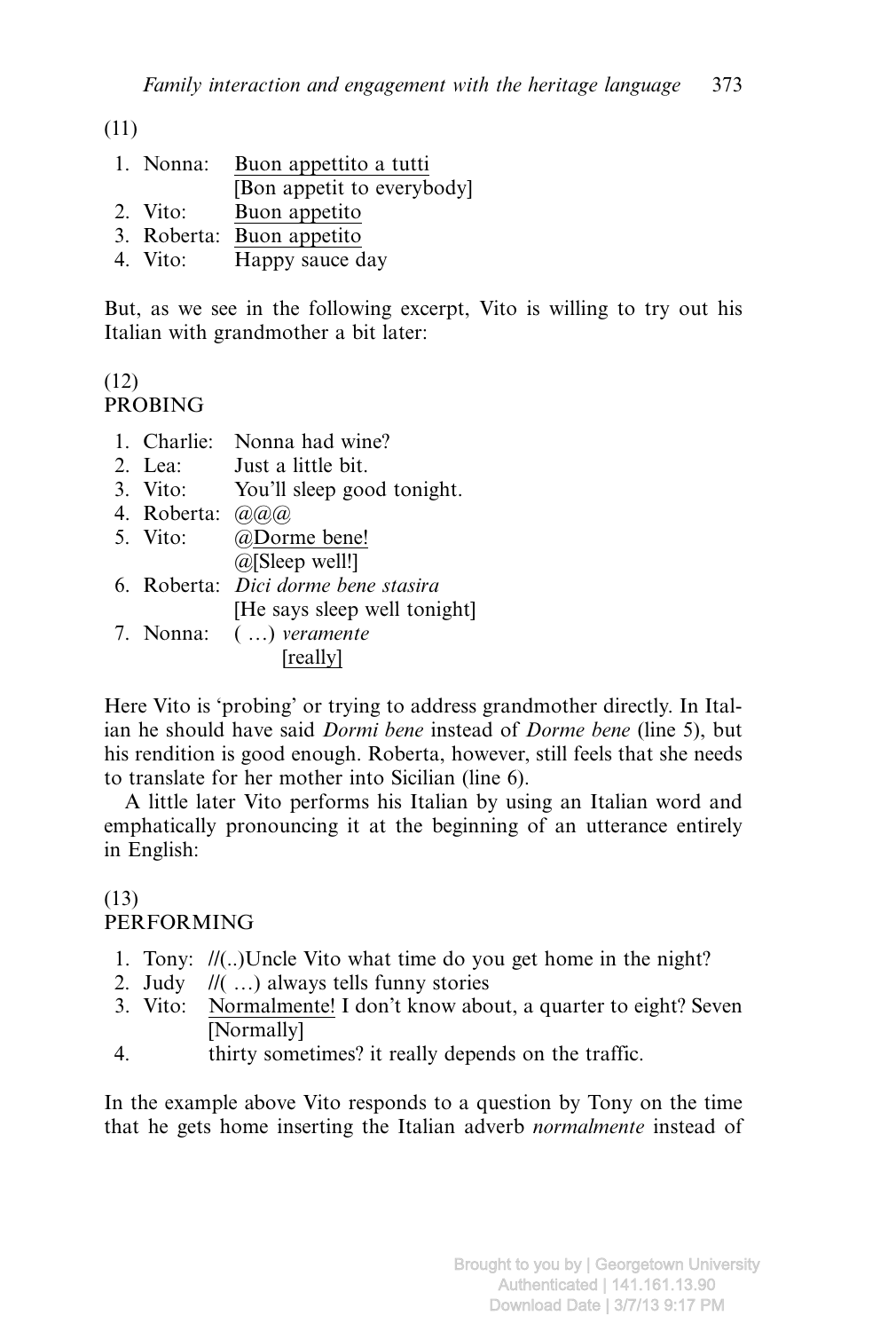(11)

1. Nonna: <u>Buon appettito a tutti</u>
   [Bon appetit to everybody]
2. Vito: <u>Buon appetito</u>
3. Roberta: <u>Buon appetito</u>
4. Vito: Happy sauce day

But, as we see in the following excerpt, Vito is willing to try out his Italian with grandmother a bit later:

(12)
PROBING

1. Charlie: Nonna had wine?
2. Lea: Just a little bit.
3. Vito: You'll sleep good tonight.
4. Roberta: @@@
5. Vito: @<u>Dorme bene!</u>
   @[Sleep well!]
6. Roberta: *Dici dorme bene stasira*
   [He says sleep well tonight]
7. Nonna: ( …) *veramente*
   <u>[really]</u>

Here Vito is 'probing' or trying to address grandmother directly. In Italian he should have said *Dormi bene* instead of *Dorme bene* (line 5), but his rendition is good enough. Roberta, however, still feels that she needs to translate for her mother into Sicilian (line 6).

A little later Vito performs his Italian by using an Italian word and emphatically pronouncing it at the beginning of an utterance entirely in English:

(13)
PERFORMING

1. Tony: //(..)Uncle Vito what time do you get home in the night?
2. Judy //( …) always tells funny stories
3. Vito: <u>Normalmente!</u> I don't know about, a quarter to eight? Seven
   [Normally]
4. thirty sometimes? it really depends on the traffic.

In the example above Vito responds to a question by Tony on the time that he gets home inserting the Italian adverb *normalmente* instead of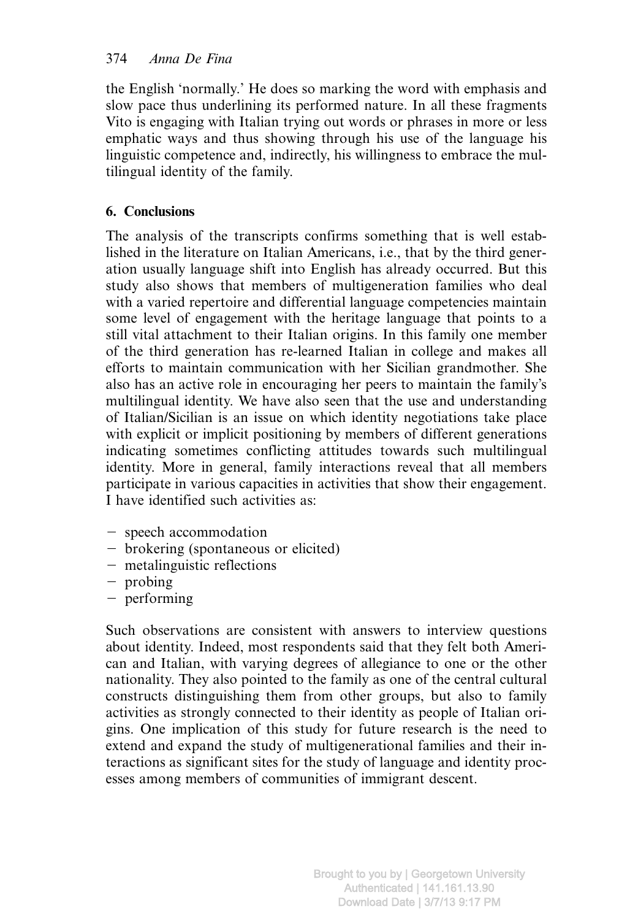the English 'normally.' He does so marking the word with emphasis and slow pace thus underlining its performed nature. In all these fragments Vito is engaging with Italian trying out words or phrases in more or less emphatic ways and thus showing through his use of the language his linguistic competence and, indirectly, his willingness to embrace the multilingual identity of the family.

## 6. Conclusions

The analysis of the transcripts confirms something that is well established in the literature on Italian Americans, i.e., that by the third generation usually language shift into English has already occurred. But this study also shows that members of multigeneration families who deal with a varied repertoire and differential language competencies maintain some level of engagement with the heritage language that points to a still vital attachment to their Italian origins. In this family one member of the third generation has re-learned Italian in college and makes all efforts to maintain communication with her Sicilian grandmother. She also has an active role in encouraging her peers to maintain the family's multilingual identity. We have also seen that the use and understanding of Italian/Sicilian is an issue on which identity negotiations take place with explicit or implicit positioning by members of different generations indicating sometimes conflicting attitudes towards such multilingual identity. More in general, family interactions reveal that all members participate in various capacities in activities that show their engagement. I have identified such activities as:

- speech accommodation
- brokering (spontaneous or elicited)
- metalinguistic reflections
- probing
- performing

Such observations are consistent with answers to interview questions about identity. Indeed, most respondents said that they felt both American and Italian, with varying degrees of allegiance to one or the other nationality. They also pointed to the family as one of the central cultural constructs distinguishing them from other groups, but also to family activities as strongly connected to their identity as people of Italian origins. One implication of this study for future research is the need to extend and expand the study of multigenerational families and their interactions as significant sites for the study of language and identity processes among members of communities of immigrant descent.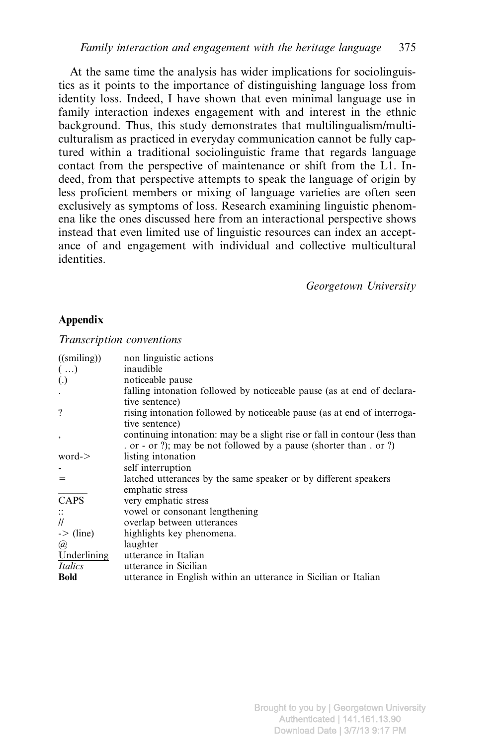At the same time the analysis has wider implications for sociolinguistics as it points to the importance of distinguishing language loss from identity loss. Indeed, I have shown that even minimal language use in family interaction indexes engagement with and interest in the ethnic background. Thus, this study demonstrates that multilingualism/multiculturalism as practiced in everyday communication cannot be fully captured within a traditional sociolinguistic frame that regards language contact from the perspective of maintenance or shift from the L1. Indeed, from that perspective attempts to speak the language of origin by less proficient members or mixing of language varieties are often seen exclusively as symptoms of loss. Research examining linguistic phenomena like the ones discussed here from an interactional perspective shows instead that even limited use of linguistic resources can index an acceptance of and engagement with individual and collective multicultural identities.

*Georgetown University*

## Appendix

*Transcription conventions*

| | |
|---|---|
| ((smiling)) | non linguistic actions |
| ( …) | inaudible |
| (.) | noticeable pause |
| . | falling intonation followed by noticeable pause (as at end of declarative sentence) |
| ? | rising intonation followed by noticeable pause (as at end of interrogative sentence) |
| , | continuing intonation: may be a slight rise or fall in contour (less than . or - or ?); may be not followed by a pause (shorter than . or ?) |
| word-> | listing intonation |
| - | self interruption |
| = | latched utterances by the same speaker or by different speakers |
| ______ | emphatic stress |
| CAPS | very emphatic stress |
| :: | vowel or consonant lengthening |
| // | overlap between utterances |
| -> (line) | highlights key phenomena. |
| @ | laughter |
| <u>Underlining</u> | utterance in Italian |
| *Italics* | utterance in Sicilian |
| **Bold** | utterance in English within an utterance in Sicilian or Italian |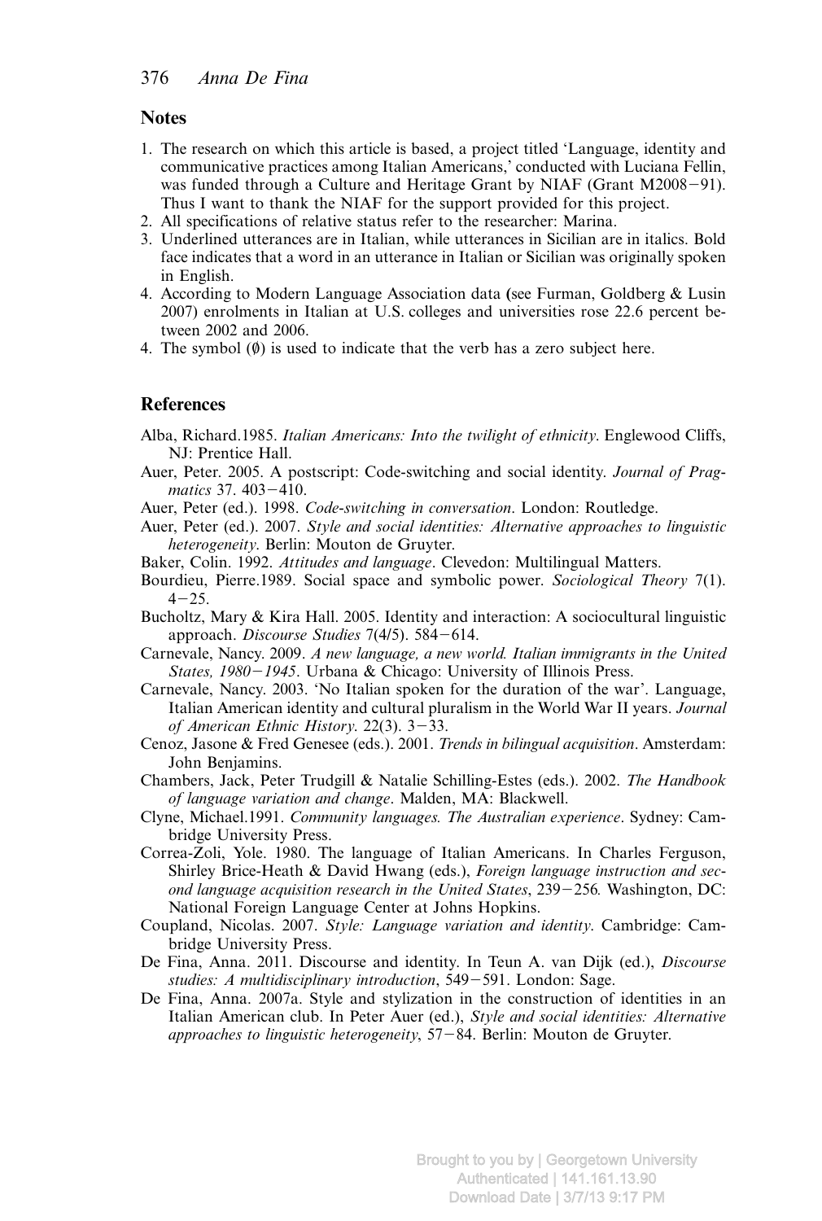## Notes

1. The research on which this article is based, a project titled 'Language, identity and communicative practices among Italian Americans,' conducted with Luciana Fellin, was funded through a Culture and Heritage Grant by NIAF (Grant M2008−91). Thus I want to thank the NIAF for the support provided for this project.
2. All specifications of relative status refer to the researcher: Marina.
3. Underlined utterances are in Italian, while utterances in Sicilian are in italics. Bold face indicates that a word in an utterance in Italian or Sicilian was originally spoken in English.
4. According to Modern Language Association data (see Furman, Goldberg & Lusin 2007) enrolments in Italian at U.S. colleges and universities rose 22.6 percent between 2002 and 2006.
4. The symbol (∅) is used to indicate that the verb has a zero subject here.

## References

Alba, Richard.1985. *Italian Americans: Into the twilight of ethnicity*. Englewood Cliffs, NJ: Prentice Hall.

Auer, Peter. 2005. A postscript: Code-switching and social identity. *Journal of Pragmatics* 37. 403−410.

Auer, Peter (ed.). 1998. *Code-switching in conversation*. London: Routledge.

Auer, Peter (ed.). 2007. *Style and social identities: Alternative approaches to linguistic heterogeneity*. Berlin: Mouton de Gruyter.

Baker, Colin. 1992. *Attitudes and language*. Clevedon: Multilingual Matters.

Bourdieu, Pierre.1989. Social space and symbolic power. *Sociological Theory* 7(1). 4−25.

Bucholtz, Mary & Kira Hall. 2005. Identity and interaction: A sociocultural linguistic approach. *Discourse Studies* 7(4/5). 584−614.

Carnevale, Nancy. 2009. *A new language, a new world. Italian immigrants in the United States, 1980−1945*. Urbana & Chicago: University of Illinois Press.

Carnevale, Nancy. 2003. 'No Italian spoken for the duration of the war'. Language, Italian American identity and cultural pluralism in the World War II years. *Journal of American Ethnic History*. 22(3). 3−33.

Cenoz, Jasone & Fred Genesee (eds.). 2001. *Trends in bilingual acquisition*. Amsterdam: John Benjamins.

Chambers, Jack, Peter Trudgill & Natalie Schilling-Estes (eds.). 2002. *The Handbook of language variation and change*. Malden, MA: Blackwell.

Clyne, Michael.1991. *Community languages. The Australian experience*. Sydney: Cambridge University Press.

Correa-Zoli, Yole. 1980. The language of Italian Americans. In Charles Ferguson, Shirley Brice-Heath & David Hwang (eds.), *Foreign language instruction and second language acquisition research in the United States*, 239−256. Washington, DC: National Foreign Language Center at Johns Hopkins.

Coupland, Nicolas. 2007. *Style: Language variation and identity*. Cambridge: Cambridge University Press.

De Fina, Anna. 2011. Discourse and identity. In Teun A. van Dijk (ed.), *Discourse studies: A multidisciplinary introduction*, 549−591. London: Sage.

De Fina, Anna. 2007a. Style and stylization in the construction of identities in an Italian American club. In Peter Auer (ed.), *Style and social identities: Alternative approaches to linguistic heterogeneity*, 57−84. Berlin: Mouton de Gruyter.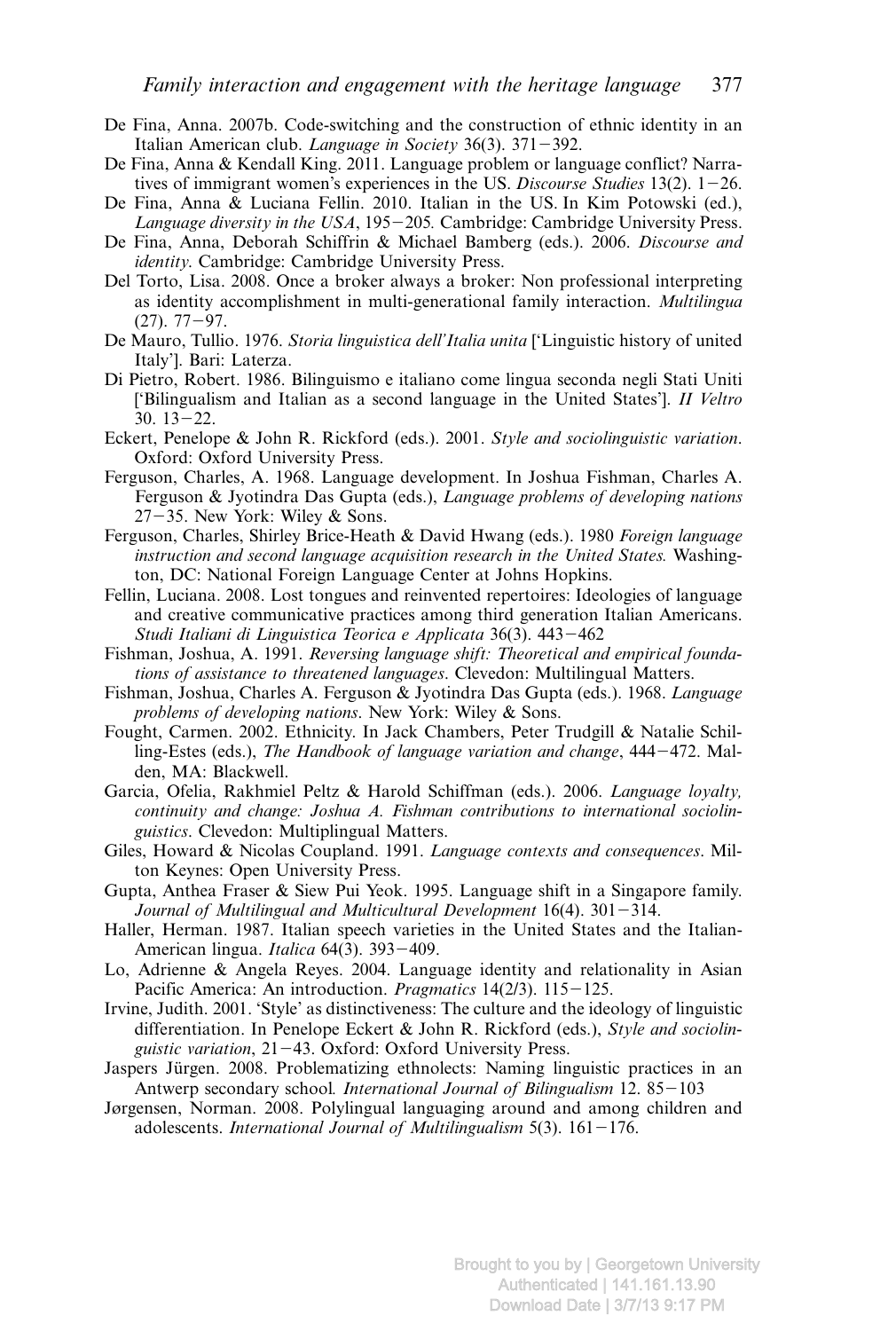De Fina, Anna. 2007b. Code-switching and the construction of ethnic identity in an Italian American club. *Language in Society* 36(3). 371−392.

De Fina, Anna & Kendall King. 2011. Language problem or language conflict? Narratives of immigrant women's experiences in the US. *Discourse Studies* 13(2). 1−26.

De Fina, Anna & Luciana Fellin. 2010. Italian in the US. In Kim Potowski (ed.), *Language diversity in the USA*, 195−205. Cambridge: Cambridge University Press.

De Fina, Anna, Deborah Schiffrin & Michael Bamberg (eds.). 2006. *Discourse and identity*. Cambridge: Cambridge University Press.

Del Torto, Lisa. 2008. Once a broker always a broker: Non professional interpreting as identity accomplishment in multi-generational family interaction. *Multilingua* (27). 77−97.

De Mauro, Tullio. 1976. *Storia linguistica dell'Italia unita* ['Linguistic history of united Italy']. Bari: Laterza.

Di Pietro, Robert. 1986. Bilinguismo e italiano come lingua seconda negli Stati Uniti ['Bilingualism and Italian as a second language in the United States']. *II Veltro* 30. 13−22.

Eckert, Penelope & John R. Rickford (eds.). 2001. *Style and sociolinguistic variation*. Oxford: Oxford University Press.

Ferguson, Charles, A. 1968. Language development. In Joshua Fishman, Charles A. Ferguson & Jyotindra Das Gupta (eds.), *Language problems of developing nations* 27−35. New York: Wiley & Sons.

Ferguson, Charles, Shirley Brice-Heath & David Hwang (eds.). 1980 *Foreign language instruction and second language acquisition research in the United States.* Washington, DC: National Foreign Language Center at Johns Hopkins.

Fellin, Luciana. 2008. Lost tongues and reinvented repertoires: Ideologies of language and creative communicative practices among third generation Italian Americans. *Studi Italiani di Linguistica Teorica e Applicata* 36(3). 443−462

Fishman, Joshua, A. 1991. *Reversing language shift: Theoretical and empirical foundations of assistance to threatened languages*. Clevedon: Multilingual Matters.

Fishman, Joshua, Charles A. Ferguson & Jyotindra Das Gupta (eds.). 1968. *Language problems of developing nations*. New York: Wiley & Sons.

Fought, Carmen. 2002. Ethnicity. In Jack Chambers, Peter Trudgill & Natalie Schilling-Estes (eds.), *The Handbook of language variation and change*, 444−472. Malden, MA: Blackwell.

Garcia, Ofelia, Rakhmiel Peltz & Harold Schiffman (eds.). 2006. *Language loyalty, continuity and change: Joshua A. Fishman contributions to international sociolinguistics*. Clevedon: Multiplingual Matters.

Giles, Howard & Nicolas Coupland. 1991. *Language contexts and consequences*. Milton Keynes: Open University Press.

Gupta, Anthea Fraser & Siew Pui Yeok. 1995. Language shift in a Singapore family. *Journal of Multilingual and Multicultural Development* 16(4). 301−314.

Haller, Herman. 1987. Italian speech varieties in the United States and the Italian-American lingua. *Italica* 64(3). 393−409.

Lo, Adrienne & Angela Reyes. 2004. Language identity and relationality in Asian Pacific America: An introduction. *Pragmatics* 14(2/3). 115−125.

Irvine, Judith. 2001. 'Style' as distinctiveness: The culture and the ideology of linguistic differentiation. In Penelope Eckert & John R. Rickford (eds.), *Style and sociolinguistic variation*, 21−43. Oxford: Oxford University Press.

Jaspers Jürgen. 2008. Problematizing ethnolects: Naming linguistic practices in an Antwerp secondary school. *International Journal of Bilingualism* 12. 85−103

Jørgensen, Norman. 2008. Polylingual languaging around and among children and adolescents. *International Journal of Multilingualism* 5(3). 161−176.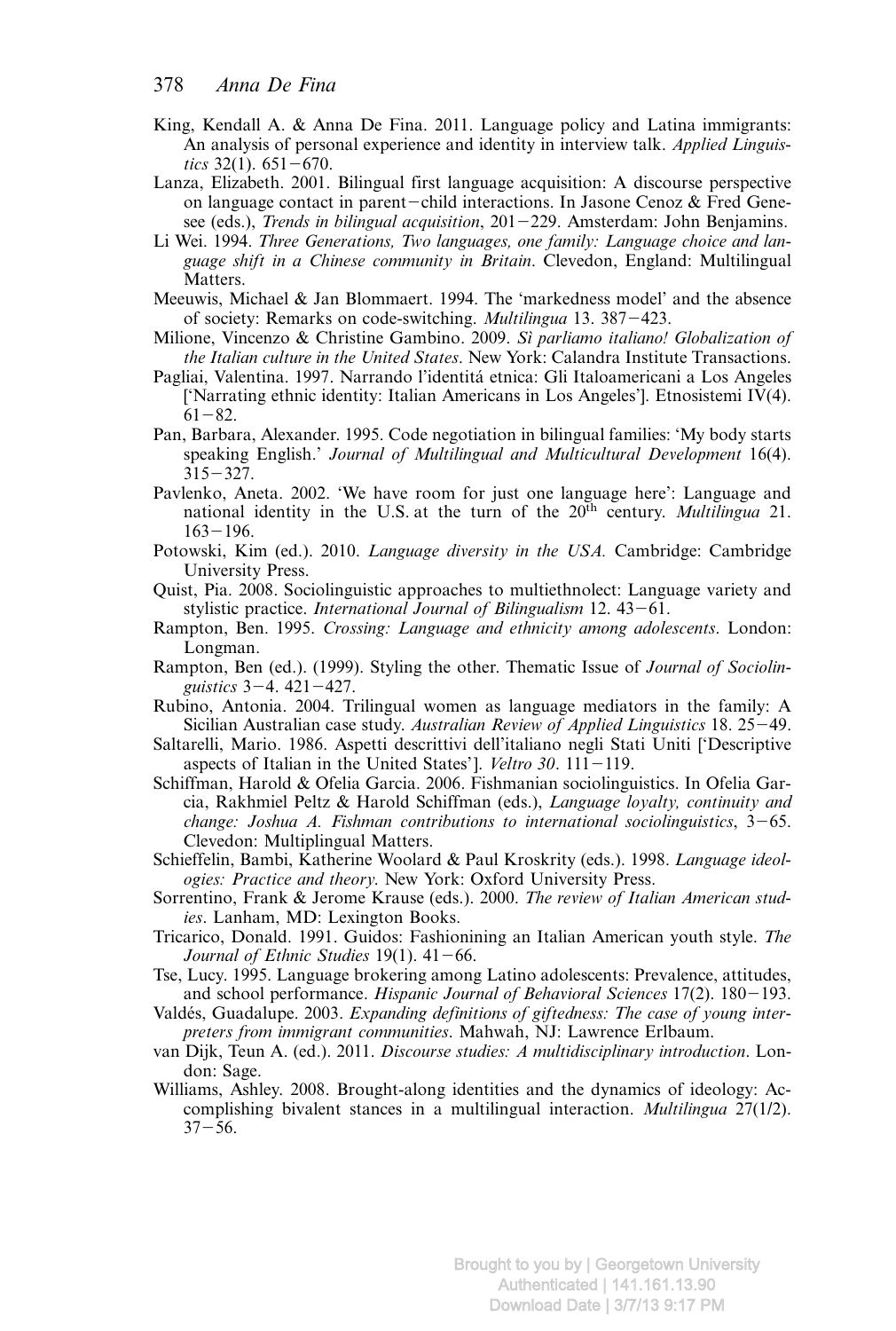King, Kendall A. & Anna De Fina. 2011. Language policy and Latina immigrants: An analysis of personal experience and identity in interview talk. *Applied Linguistics* 32(1). 651−670.

Lanza, Elizabeth. 2001. Bilingual first language acquisition: A discourse perspective on language contact in parent−child interactions. In Jasone Cenoz & Fred Genesee (eds.), *Trends in bilingual acquisition*, 201−229. Amsterdam: John Benjamins.

Li Wei. 1994. *Three Generations, Two languages, one family: Language choice and language shift in a Chinese community in Britain*. Clevedon, England: Multilingual Matters.

Meeuwis, Michael & Jan Blommaert. 1994. The 'markedness model' and the absence of society: Remarks on code-switching. *Multilingua* 13. 387−423.

Milione, Vincenzo & Christine Gambino. 2009. *Sì parliamo italiano! Globalization of the Italian culture in the United States*. New York: Calandra Institute Transactions.

Pagliai, Valentina. 1997. Narrando l'identitá etnica: Gli Italoamericani a Los Angeles ['Narrating ethnic identity: Italian Americans in Los Angeles']. Etnosistemi IV(4). 61−82.

Pan, Barbara, Alexander. 1995. Code negotiation in bilingual families: 'My body starts speaking English.' *Journal of Multilingual and Multicultural Development* 16(4). 315−327.

Pavlenko, Aneta. 2002. 'We have room for just one language here': Language and national identity in the U.S. at the turn of the 20th century. *Multilingua* 21. 163−196.

Potowski, Kim (ed.). 2010. *Language diversity in the USA.* Cambridge: Cambridge University Press.

Quist, Pia. 2008. Sociolinguistic approaches to multiethnolect: Language variety and stylistic practice. *International Journal of Bilingualism* 12. 43−61.

Rampton, Ben. 1995. *Crossing: Language and ethnicity among adolescents*. London: Longman.

Rampton, Ben (ed.). (1999). Styling the other. Thematic Issue of *Journal of Sociolinguistics* 3−4. 421−427.

Rubino, Antonia. 2004. Trilingual women as language mediators in the family: A Sicilian Australian case study. *Australian Review of Applied Linguistics* 18. 25−49.

Saltarelli, Mario. 1986. Aspetti descrittivi dell'italiano negli Stati Uniti ['Descriptive aspects of Italian in the United States']. *Veltro 30*. 111−119.

Schiffman, Harold & Ofelia Garcia. 2006. Fishmanian sociolinguistics. In Ofelia Garcia, Rakhmiel Peltz & Harold Schiffman (eds.), *Language loyalty, continuity and change: Joshua A. Fishman contributions to international sociolinguistics*, 3−65. Clevedon: Multiplingual Matters.

Schieffelin, Bambi, Katherine Woolard & Paul Kroskrity (eds.). 1998. *Language ideologies: Practice and theory*. New York: Oxford University Press.

Sorrentino, Frank & Jerome Krause (eds.). 2000. *The review of Italian American studies*. Lanham, MD: Lexington Books.

Tricarico, Donald. 1991. Guidos: Fashionining an Italian American youth style. *The Journal of Ethnic Studies* 19(1). 41−66.

Tse, Lucy. 1995. Language brokering among Latino adolescents: Prevalence, attitudes, and school performance. *Hispanic Journal of Behavioral Sciences* 17(2). 180−193.

Valdés, Guadalupe. 2003. *Expanding definitions of giftedness: The case of young interpreters from immigrant communities*. Mahwah, NJ: Lawrence Erlbaum.

van Dijk, Teun A. (ed.). 2011. *Discourse studies: A multidisciplinary introduction*. London: Sage.

Williams, Ashley. 2008. Brought-along identities and the dynamics of ideology: Accomplishing bivalent stances in a multilingual interaction. *Multilingua* 27(1/2). 37−56.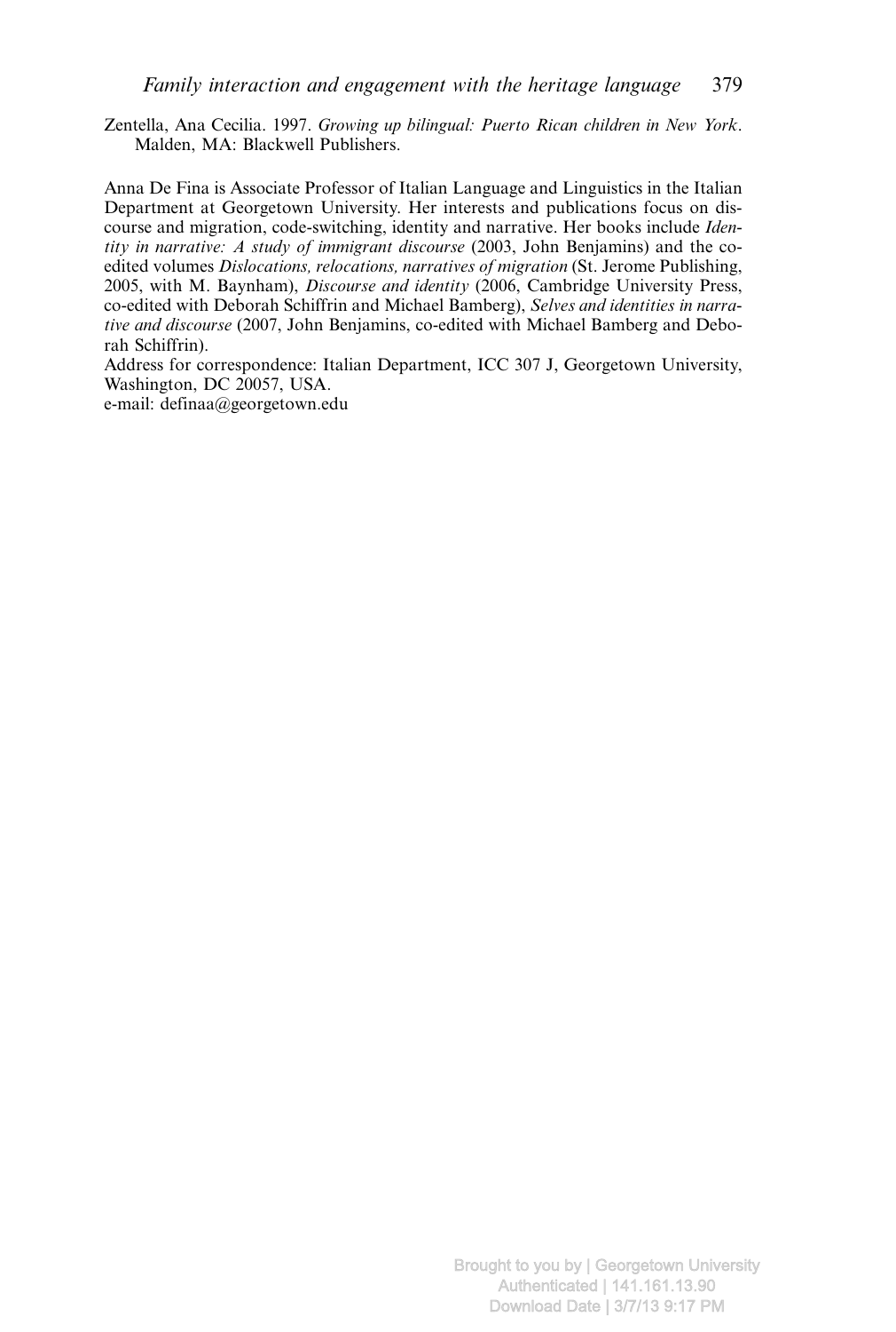Zentella, Ana Cecilia. 1997. *Growing up bilingual: Puerto Rican children in New York*. Malden, MA: Blackwell Publishers.

Anna De Fina is Associate Professor of Italian Language and Linguistics in the Italian Department at Georgetown University. Her interests and publications focus on discourse and migration, code-switching, identity and narrative. Her books include *Identity in narrative: A study of immigrant discourse* (2003, John Benjamins) and the co-edited volumes *Dislocations, relocations, narratives of migration* (St. Jerome Publishing, 2005, with M. Baynham), *Discourse and identity* (2006, Cambridge University Press, co-edited with Deborah Schiffrin and Michael Bamberg), *Selves and identities in narrative and discourse* (2007, John Benjamins, co-edited with Michael Bamberg and Deborah Schiffrin).
Address for correspondence: Italian Department, ICC 307 J, Georgetown University, Washington, DC 20057, USA.
e-mail: definaa@georgetown.edu